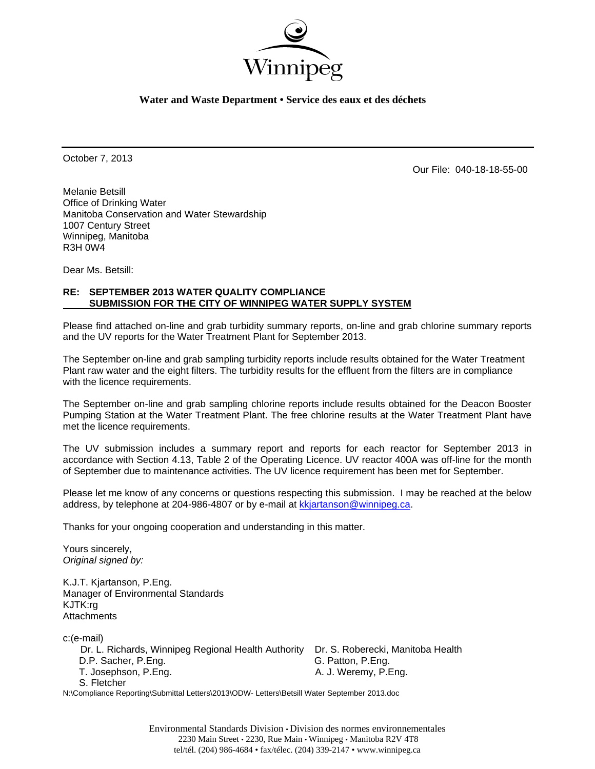Winnipeg

**Water and Waste Department • Service des eaux et des déchets**

October 7, 2013

Our File: 040-18-18-55-00

Melanie Betsill
Office of Drinking Water
Manitoba Conservation and Water Stewardship
1007 Century Street
Winnipeg, Manitoba
R3H 0W4

Dear Ms. Betsill:

**RE: SEPTEMBER 2013 WATER QUALITY COMPLIANCE SUBMISSION FOR THE CITY OF WINNIPEG WATER SUPPLY SYSTEM**

Please find attached on-line and grab turbidity summary reports, on-line and grab chlorine summary reports and the UV reports for the Water Treatment Plant for September 2013.

The September on-line and grab sampling turbidity reports include results obtained for the Water Treatment Plant raw water and the eight filters. The turbidity results for the effluent from the filters are in compliance with the licence requirements.

The September on-line and grab sampling chlorine reports include results obtained for the Deacon Booster Pumping Station at the Water Treatment Plant. The free chlorine results at the Water Treatment Plant have met the licence requirements.

The UV submission includes a summary report and reports for each reactor for September 2013 in accordance with Section 4.13, Table 2 of the Operating Licence. UV reactor 400A was off-line for the month of September due to maintenance activities. The UV licence requirement has been met for September.

Please let me know of any concerns or questions respecting this submission. I may be reached at the below address, by telephone at 204-986-4807 or by e-mail at kkjartanson@winnipeg.ca.

Thanks for your ongoing cooperation and understanding in this matter.

Yours sincerely,
*Original signed by:*

K.J.T. Kjartanson, P.Eng.
Manager of Environmental Standards
KJTK:rg
Attachments

c:(e-mail)
Dr. L. Richards, Winnipeg Regional Health Authority
Dr. S. Roberecki, Manitoba Health
D.P. Sacher, P.Eng.
G. Patton, P.Eng.
T. Josephson, P.Eng.
A. J. Weremy, P.Eng.
S. Fletcher

N:\Compliance Reporting\Submittal Letters\2013\ODW- Letters\Betsill Water September 2013.doc

Environmental Standards Division • Division des normes environnementales
2230 Main Street • 2230, Rue Main • Winnipeg • Manitoba R2V 4T8
tel/tél. (204) 986-4684 • fax/télec. (204) 339-2147 • www.winnipeg.ca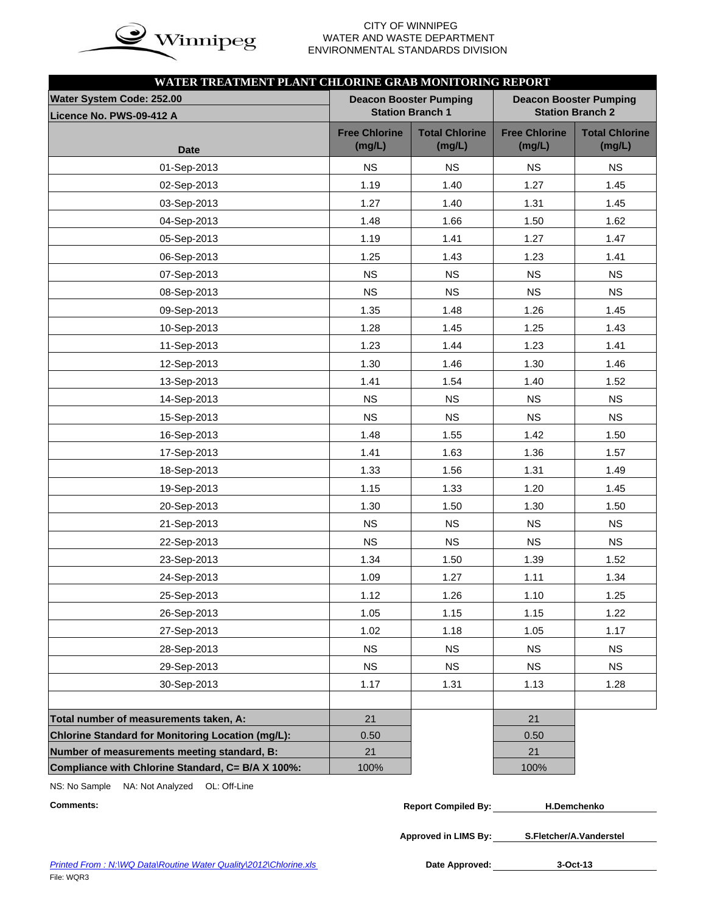CITY OF WINNIPEG
WATER AND WASTE DEPARTMENT
ENVIRONMENTAL STANDARDS DIVISION

## WATER TREATMENT PLANT CHLORINE GRAB MONITORING REPORT

| Water System Code: 252.00<br>Licence No. PWS-09-412 A | Deacon Booster Pumping Station Branch 1 | | Deacon Booster Pumping Station Branch 2 | |
|---|---|---|---|---|
| Date | Free Chlorine (mg/L) | Total Chlorine (mg/L) | Free Chlorine (mg/L) | Total Chlorine (mg/L) |
| 01-Sep-2013 | NS | NS | NS | NS |
| 02-Sep-2013 | 1.19 | 1.40 | 1.27 | 1.45 |
| 03-Sep-2013 | 1.27 | 1.40 | 1.31 | 1.45 |
| 04-Sep-2013 | 1.48 | 1.66 | 1.50 | 1.62 |
| 05-Sep-2013 | 1.19 | 1.41 | 1.27 | 1.47 |
| 06-Sep-2013 | 1.25 | 1.43 | 1.23 | 1.41 |
| 07-Sep-2013 | NS | NS | NS | NS |
| 08-Sep-2013 | NS | NS | NS | NS |
| 09-Sep-2013 | 1.35 | 1.48 | 1.26 | 1.45 |
| 10-Sep-2013 | 1.28 | 1.45 | 1.25 | 1.43 |
| 11-Sep-2013 | 1.23 | 1.44 | 1.23 | 1.41 |
| 12-Sep-2013 | 1.30 | 1.46 | 1.30 | 1.46 |
| 13-Sep-2013 | 1.41 | 1.54 | 1.40 | 1.52 |
| 14-Sep-2013 | NS | NS | NS | NS |
| 15-Sep-2013 | NS | NS | NS | NS |
| 16-Sep-2013 | 1.48 | 1.55 | 1.42 | 1.50 |
| 17-Sep-2013 | 1.41 | 1.63 | 1.36 | 1.57 |
| 18-Sep-2013 | 1.33 | 1.56 | 1.31 | 1.49 |
| 19-Sep-2013 | 1.15 | 1.33 | 1.20 | 1.45 |
| 20-Sep-2013 | 1.30 | 1.50 | 1.30 | 1.50 |
| 21-Sep-2013 | NS | NS | NS | NS |
| 22-Sep-2013 | NS | NS | NS | NS |
| 23-Sep-2013 | 1.34 | 1.50 | 1.39 | 1.52 |
| 24-Sep-2013 | 1.09 | 1.27 | 1.11 | 1.34 |
| 25-Sep-2013 | 1.12 | 1.26 | 1.10 | 1.25 |
| 26-Sep-2013 | 1.05 | 1.15 | 1.15 | 1.22 |
| 27-Sep-2013 | 1.02 | 1.18 | 1.05 | 1.17 |
| 28-Sep-2013 | NS | NS | NS | NS |
| 29-Sep-2013 | NS | NS | NS | NS |
| 30-Sep-2013 | 1.17 | 1.31 | 1.13 | 1.28 |
| | | | | |
| Total number of measurements taken, A: | 21 | | 21 | |
| Chlorine Standard for Monitoring Location (mg/L): | 0.50 | | 0.50 | |
| Number of measurements meeting standard, B: | 21 | | 21 | |
| Compliance with Chlorine Standard, C= B/A X 100%: | 100% | | 100% | |

NS: No Sample NA: Not Analyzed OL: Off-Line

**Comments:**

**Report Compiled By:** H.Demchenko

**Approved in LIMS By:** S.Fletcher/A.Vanderstel

**Date Approved:** 3-Oct-13

*Printed From : N:\WQ Data\Routine Water Quality\2012\Chlorine.xls*

File: WQR3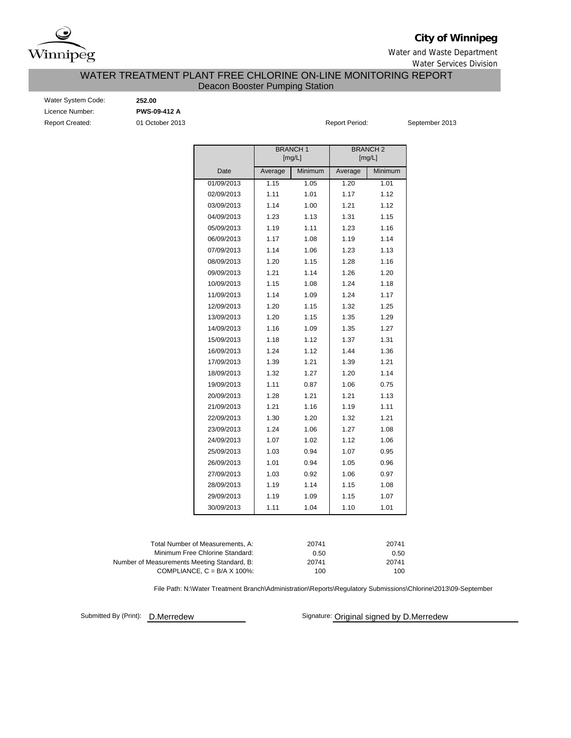**City of Winnipeg**

Water and Waste Department

Water Services Division

# WATER TREATMENT PLANT FREE CHLORINE ON-LINE MONITORING REPORT

## Deacon Booster Pumping Station

Water System Code: **252.00**

Licence Number: **PWS-09-412 A**

Report Created: 01 October 2013

Report Period: September 2013

| | BRANCH 1 [mg/L] | | BRANCH 2 [mg/L] | |
|---|---|---|---|---|
| Date | Average | Minimum | Average | Minimum |
| 01/09/2013 | 1.15 | 1.05 | 1.20 | 1.01 |
| 02/09/2013 | 1.11 | 1.01 | 1.17 | 1.12 |
| 03/09/2013 | 1.14 | 1.00 | 1.21 | 1.12 |
| 04/09/2013 | 1.23 | 1.13 | 1.31 | 1.15 |
| 05/09/2013 | 1.19 | 1.11 | 1.23 | 1.16 |
| 06/09/2013 | 1.17 | 1.08 | 1.19 | 1.14 |
| 07/09/2013 | 1.14 | 1.06 | 1.23 | 1.13 |
| 08/09/2013 | 1.20 | 1.15 | 1.28 | 1.16 |
| 09/09/2013 | 1.21 | 1.14 | 1.26 | 1.20 |
| 10/09/2013 | 1.15 | 1.08 | 1.24 | 1.18 |
| 11/09/2013 | 1.14 | 1.09 | 1.24 | 1.17 |
| 12/09/2013 | 1.20 | 1.15 | 1.32 | 1.25 |
| 13/09/2013 | 1.20 | 1.15 | 1.35 | 1.29 |
| 14/09/2013 | 1.16 | 1.09 | 1.35 | 1.27 |
| 15/09/2013 | 1.18 | 1.12 | 1.37 | 1.31 |
| 16/09/2013 | 1.24 | 1.12 | 1.44 | 1.36 |
| 17/09/2013 | 1.39 | 1.21 | 1.39 | 1.21 |
| 18/09/2013 | 1.32 | 1.27 | 1.20 | 1.14 |
| 19/09/2013 | 1.11 | 0.87 | 1.06 | 0.75 |
| 20/09/2013 | 1.28 | 1.21 | 1.21 | 1.13 |
| 21/09/2013 | 1.21 | 1.16 | 1.19 | 1.11 |
| 22/09/2013 | 1.30 | 1.20 | 1.32 | 1.21 |
| 23/09/2013 | 1.24 | 1.06 | 1.27 | 1.08 |
| 24/09/2013 | 1.07 | 1.02 | 1.12 | 1.06 |
| 25/09/2013 | 1.03 | 0.94 | 1.07 | 0.95 |
| 26/09/2013 | 1.01 | 0.94 | 1.05 | 0.96 |
| 27/09/2013 | 1.03 | 0.92 | 1.06 | 0.97 |
| 28/09/2013 | 1.19 | 1.14 | 1.15 | 1.08 |
| 29/09/2013 | 1.19 | 1.09 | 1.15 | 1.07 |
| 30/09/2013 | 1.11 | 1.04 | 1.10 | 1.01 |

| | Branch 1 | Branch 2 |
|---|---|---|
| Total Number of Measurements, A: | 20741 | 20741 |
| Minimum Free Chlorine Standard: | 0.50 | 0.50 |
| Number of Measurements Meeting Standard, B: | 20741 | 20741 |
| COMPLIANCE, C = B/A X 100%: | 100 | 100 |

File Path: N:\Water Treatment Branch\Administration\Reports\Regulatory Submissions\Chlorine\2013\09-September

Submitted By (Print): D.Merredew

Signature: Original signed by D.Merredew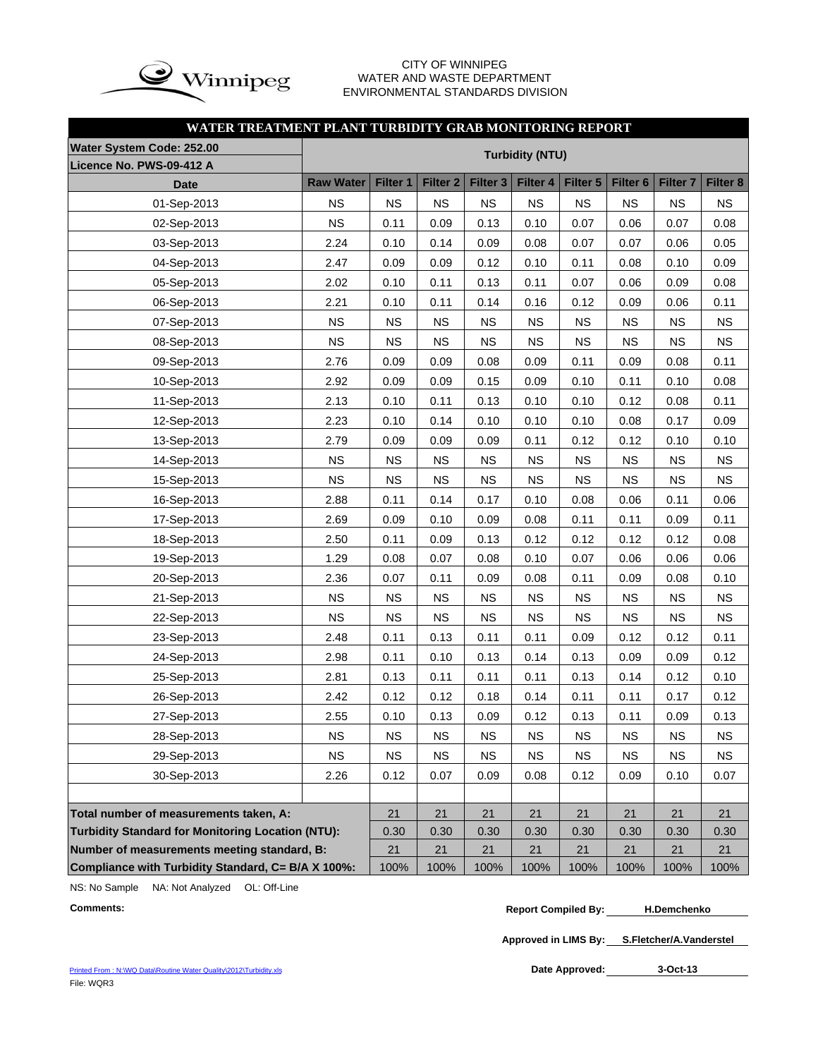CITY OF WINNIPEG
WATER AND WASTE DEPARTMENT
ENVIRONMENTAL STANDARDS DIVISION

## WATER TREATMENT PLANT TURBIDITY GRAB MONITORING REPORT

**Water System Code: 252.00**
**Licence No. PWS-09-412 A**

| Date | Turbidity (NTU) | | | | | | | | |
|---|---|---|---|---|---|---|---|---|---|
| | Raw Water | Filter 1 | Filter 2 | Filter 3 | Filter 4 | Filter 5 | Filter 6 | Filter 7 | Filter 8 |
| 01-Sep-2013 | NS | NS | NS | NS | NS | NS | NS | NS | NS |
| 02-Sep-2013 | NS | 0.11 | 0.09 | 0.13 | 0.10 | 0.07 | 0.06 | 0.07 | 0.08 |
| 03-Sep-2013 | 2.24 | 0.10 | 0.14 | 0.09 | 0.08 | 0.07 | 0.07 | 0.06 | 0.05 |
| 04-Sep-2013 | 2.47 | 0.09 | 0.09 | 0.12 | 0.10 | 0.11 | 0.08 | 0.10 | 0.09 |
| 05-Sep-2013 | 2.02 | 0.10 | 0.11 | 0.13 | 0.11 | 0.07 | 0.06 | 0.09 | 0.08 |
| 06-Sep-2013 | 2.21 | 0.10 | 0.11 | 0.14 | 0.16 | 0.12 | 0.09 | 0.06 | 0.11 |
| 07-Sep-2013 | NS | NS | NS | NS | NS | NS | NS | NS | NS |
| 08-Sep-2013 | NS | NS | NS | NS | NS | NS | NS | NS | NS |
| 09-Sep-2013 | 2.76 | 0.09 | 0.09 | 0.08 | 0.09 | 0.11 | 0.09 | 0.08 | 0.11 |
| 10-Sep-2013 | 2.92 | 0.09 | 0.09 | 0.15 | 0.09 | 0.10 | 0.11 | 0.10 | 0.08 |
| 11-Sep-2013 | 2.13 | 0.10 | 0.11 | 0.13 | 0.10 | 0.10 | 0.12 | 0.08 | 0.11 |
| 12-Sep-2013 | 2.23 | 0.10 | 0.14 | 0.10 | 0.10 | 0.10 | 0.08 | 0.17 | 0.09 |
| 13-Sep-2013 | 2.79 | 0.09 | 0.09 | 0.09 | 0.11 | 0.12 | 0.12 | 0.10 | 0.10 |
| 14-Sep-2013 | NS | NS | NS | NS | NS | NS | NS | NS | NS |
| 15-Sep-2013 | NS | NS | NS | NS | NS | NS | NS | NS | NS |
| 16-Sep-2013 | 2.88 | 0.11 | 0.14 | 0.17 | 0.10 | 0.08 | 0.06 | 0.11 | 0.06 |
| 17-Sep-2013 | 2.69 | 0.09 | 0.10 | 0.09 | 0.08 | 0.11 | 0.11 | 0.09 | 0.11 |
| 18-Sep-2013 | 2.50 | 0.11 | 0.09 | 0.13 | 0.12 | 0.12 | 0.12 | 0.12 | 0.08 |
| 19-Sep-2013 | 1.29 | 0.08 | 0.07 | 0.08 | 0.10 | 0.07 | 0.06 | 0.06 | 0.06 |
| 20-Sep-2013 | 2.36 | 0.07 | 0.11 | 0.09 | 0.08 | 0.11 | 0.09 | 0.08 | 0.10 |
| 21-Sep-2013 | NS | NS | NS | NS | NS | NS | NS | NS | NS |
| 22-Sep-2013 | NS | NS | NS | NS | NS | NS | NS | NS | NS |
| 23-Sep-2013 | 2.48 | 0.11 | 0.13 | 0.11 | 0.11 | 0.09 | 0.12 | 0.12 | 0.11 |
| 24-Sep-2013 | 2.98 | 0.11 | 0.10 | 0.13 | 0.14 | 0.13 | 0.09 | 0.09 | 0.12 |
| 25-Sep-2013 | 2.81 | 0.13 | 0.11 | 0.11 | 0.11 | 0.13 | 0.14 | 0.12 | 0.10 |
| 26-Sep-2013 | 2.42 | 0.12 | 0.12 | 0.18 | 0.14 | 0.11 | 0.11 | 0.17 | 0.12 |
| 27-Sep-2013 | 2.55 | 0.10 | 0.13 | 0.09 | 0.12 | 0.13 | 0.11 | 0.09 | 0.13 |
| 28-Sep-2013 | NS | NS | NS | NS | NS | NS | NS | NS | NS |
| 29-Sep-2013 | NS | NS | NS | NS | NS | NS | NS | NS | NS |
| 30-Sep-2013 | 2.26 | 0.12 | 0.07 | 0.09 | 0.08 | 0.12 | 0.09 | 0.10 | 0.07 |
| **Total number of measurements taken, A:** | | 21 | 21 | 21 | 21 | 21 | 21 | 21 | 21 |
| **Turbidity Standard for Monitoring Location (NTU):** | | 0.30 | 0.30 | 0.30 | 0.30 | 0.30 | 0.30 | 0.30 | 0.30 |
| **Number of measurements meeting standard, B:** | | 21 | 21 | 21 | 21 | 21 | 21 | 21 | 21 |
| **Compliance with Turbidity Standard, C= B/A X 100%:** | | 100% | 100% | 100% | 100% | 100% | 100% | 100% | 100% |

NS: No Sample NA: Not Analyzed OL: Off-Line

**Comments:**

**Report Compiled By:** H.Demchenko

**Approved in LIMS By:** S.Fletcher/A.Vanderstel

**Date Approved:** 3-Oct-13

Printed From : N:\WQ Data\Routine Water Quality\2012\Turbidity.xls
File: WQR3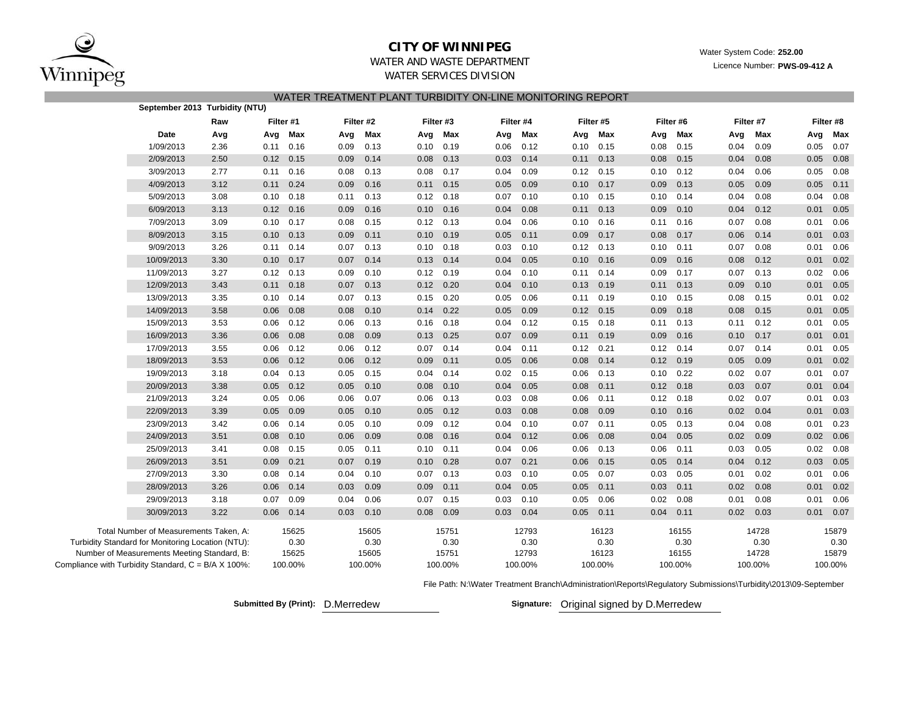# CITY OF WINNIPEG

WATER AND WASTE DEPARTMENT

WATER SERVICES DIVISION

Water System Code: **252.00**

Licence Number: **PWS-09-412 A**

## WATER TREATMENT PLANT TURBIDITY ON-LINE MONITORING REPORT

**September 2013 Turbidity (NTU)**

| | Raw | Filter #1 | | Filter #2 | | Filter #3 | | Filter #4 | | Filter #5 | | Filter #6 | | Filter #7 | | Filter #8 | |
|---|---|---|---|---|---|---|---|---|---|---|---|---|---|---|---|---|---|
| **Date** | **Avg** | **Avg** | **Max** | **Avg** | **Max** | **Avg** | **Max** | **Avg** | **Max** | **Avg** | **Max** | **Avg** | **Max** | **Avg** | **Max** | **Avg** | **Max** |
| 1/09/2013 | 2.36 | 0.11 | 0.16 | 0.09 | 0.13 | 0.10 | 0.19 | 0.06 | 0.12 | 0.10 | 0.15 | 0.08 | 0.15 | 0.04 | 0.09 | 0.05 | 0.07 |
| 2/09/2013 | 2.50 | 0.12 | 0.15 | 0.09 | 0.14 | 0.08 | 0.13 | 0.03 | 0.14 | 0.11 | 0.13 | 0.08 | 0.15 | 0.04 | 0.08 | 0.05 | 0.08 |
| 3/09/2013 | 2.77 | 0.11 | 0.16 | 0.08 | 0.13 | 0.08 | 0.17 | 0.04 | 0.09 | 0.12 | 0.15 | 0.10 | 0.12 | 0.04 | 0.06 | 0.05 | 0.08 |
| 4/09/2013 | 3.12 | 0.11 | 0.24 | 0.09 | 0.16 | 0.11 | 0.15 | 0.05 | 0.09 | 0.10 | 0.17 | 0.09 | 0.13 | 0.05 | 0.09 | 0.05 | 0.11 |
| 5/09/2013 | 3.08 | 0.10 | 0.18 | 0.11 | 0.13 | 0.12 | 0.18 | 0.07 | 0.10 | 0.10 | 0.15 | 0.10 | 0.14 | 0.04 | 0.08 | 0.04 | 0.08 |
| 6/09/2013 | 3.13 | 0.12 | 0.16 | 0.09 | 0.16 | 0.10 | 0.16 | 0.04 | 0.08 | 0.11 | 0.13 | 0.09 | 0.10 | 0.04 | 0.12 | 0.01 | 0.05 |
| 7/09/2013 | 3.09 | 0.10 | 0.17 | 0.08 | 0.15 | 0.12 | 0.13 | 0.04 | 0.06 | 0.10 | 0.16 | 0.11 | 0.16 | 0.07 | 0.08 | 0.01 | 0.06 |
| 8/09/2013 | 3.15 | 0.10 | 0.13 | 0.09 | 0.11 | 0.10 | 0.19 | 0.05 | 0.11 | 0.09 | 0.17 | 0.08 | 0.17 | 0.06 | 0.14 | 0.01 | 0.03 |
| 9/09/2013 | 3.26 | 0.11 | 0.14 | 0.07 | 0.13 | 0.10 | 0.18 | 0.03 | 0.10 | 0.12 | 0.13 | 0.10 | 0.11 | 0.07 | 0.08 | 0.01 | 0.06 |
| 10/09/2013 | 3.30 | 0.10 | 0.17 | 0.07 | 0.14 | 0.13 | 0.14 | 0.04 | 0.05 | 0.10 | 0.16 | 0.09 | 0.16 | 0.08 | 0.12 | 0.01 | 0.02 |
| 11/09/2013 | 3.27 | 0.12 | 0.13 | 0.09 | 0.10 | 0.12 | 0.19 | 0.04 | 0.10 | 0.11 | 0.14 | 0.09 | 0.17 | 0.07 | 0.13 | 0.02 | 0.06 |
| 12/09/2013 | 3.43 | 0.11 | 0.18 | 0.07 | 0.13 | 0.12 | 0.20 | 0.04 | 0.10 | 0.13 | 0.19 | 0.11 | 0.13 | 0.09 | 0.10 | 0.01 | 0.05 |
| 13/09/2013 | 3.35 | 0.10 | 0.14 | 0.07 | 0.13 | 0.15 | 0.20 | 0.05 | 0.06 | 0.11 | 0.19 | 0.10 | 0.15 | 0.08 | 0.15 | 0.01 | 0.02 |
| 14/09/2013 | 3.58 | 0.06 | 0.08 | 0.08 | 0.10 | 0.14 | 0.22 | 0.05 | 0.09 | 0.12 | 0.15 | 0.09 | 0.18 | 0.08 | 0.15 | 0.01 | 0.05 |
| 15/09/2013 | 3.53 | 0.06 | 0.12 | 0.06 | 0.13 | 0.16 | 0.18 | 0.04 | 0.12 | 0.15 | 0.18 | 0.11 | 0.13 | 0.11 | 0.12 | 0.01 | 0.05 |
| 16/09/2013 | 3.36 | 0.06 | 0.08 | 0.08 | 0.09 | 0.13 | 0.25 | 0.07 | 0.09 | 0.11 | 0.19 | 0.09 | 0.16 | 0.10 | 0.17 | 0.01 | 0.01 |
| 17/09/2013 | 3.55 | 0.06 | 0.12 | 0.06 | 0.12 | 0.07 | 0.14 | 0.04 | 0.11 | 0.12 | 0.21 | 0.12 | 0.14 | 0.07 | 0.14 | 0.01 | 0.05 |
| 18/09/2013 | 3.53 | 0.06 | 0.12 | 0.06 | 0.12 | 0.09 | 0.11 | 0.05 | 0.06 | 0.08 | 0.14 | 0.12 | 0.19 | 0.05 | 0.09 | 0.01 | 0.02 |
| 19/09/2013 | 3.18 | 0.04 | 0.13 | 0.05 | 0.15 | 0.04 | 0.14 | 0.02 | 0.15 | 0.06 | 0.13 | 0.10 | 0.22 | 0.02 | 0.07 | 0.01 | 0.07 |
| 20/09/2013 | 3.38 | 0.05 | 0.12 | 0.05 | 0.10 | 0.08 | 0.10 | 0.04 | 0.05 | 0.08 | 0.11 | 0.12 | 0.18 | 0.03 | 0.07 | 0.01 | 0.04 |
| 21/09/2013 | 3.24 | 0.05 | 0.06 | 0.06 | 0.07 | 0.06 | 0.13 | 0.03 | 0.08 | 0.06 | 0.11 | 0.12 | 0.18 | 0.02 | 0.07 | 0.01 | 0.03 |
| 22/09/2013 | 3.39 | 0.05 | 0.09 | 0.05 | 0.10 | 0.05 | 0.12 | 0.03 | 0.08 | 0.08 | 0.09 | 0.10 | 0.16 | 0.02 | 0.04 | 0.01 | 0.03 |
| 23/09/2013 | 3.42 | 0.06 | 0.14 | 0.05 | 0.10 | 0.09 | 0.12 | 0.04 | 0.10 | 0.07 | 0.11 | 0.05 | 0.13 | 0.04 | 0.08 | 0.01 | 0.23 |
| 24/09/2013 | 3.51 | 0.08 | 0.10 | 0.06 | 0.09 | 0.08 | 0.16 | 0.04 | 0.12 | 0.06 | 0.08 | 0.04 | 0.05 | 0.02 | 0.09 | 0.02 | 0.06 |
| 25/09/2013 | 3.41 | 0.08 | 0.15 | 0.05 | 0.11 | 0.10 | 0.11 | 0.04 | 0.06 | 0.06 | 0.13 | 0.06 | 0.11 | 0.03 | 0.05 | 0.02 | 0.08 |
| 26/09/2013 | 3.51 | 0.09 | 0.21 | 0.07 | 0.19 | 0.10 | 0.28 | 0.07 | 0.21 | 0.06 | 0.15 | 0.05 | 0.14 | 0.04 | 0.12 | 0.03 | 0.05 |
| 27/09/2013 | 3.30 | 0.08 | 0.14 | 0.04 | 0.10 | 0.07 | 0.13 | 0.03 | 0.10 | 0.05 | 0.07 | 0.03 | 0.05 | 0.01 | 0.02 | 0.01 | 0.06 |
| 28/09/2013 | 3.26 | 0.06 | 0.14 | 0.03 | 0.09 | 0.09 | 0.11 | 0.04 | 0.05 | 0.05 | 0.11 | 0.03 | 0.11 | 0.02 | 0.08 | 0.01 | 0.02 |
| 29/09/2013 | 3.18 | 0.07 | 0.09 | 0.04 | 0.06 | 0.07 | 0.15 | 0.03 | 0.10 | 0.05 | 0.06 | 0.02 | 0.08 | 0.01 | 0.08 | 0.01 | 0.06 |
| 30/09/2013 | 3.22 | 0.06 | 0.14 | 0.03 | 0.10 | 0.08 | 0.09 | 0.03 | 0.04 | 0.05 | 0.11 | 0.04 | 0.11 | 0.02 | 0.03 | 0.01 | 0.07 |

| | Filter #1 | Filter #2 | Filter #3 | Filter #4 | Filter #5 | Filter #6 | Filter #7 | Filter #8 |
|---|---|---|---|---|---|---|---|---|
| Total Number of Measurements Taken, A: | 15625 | 15605 | 15751 | 12793 | 16123 | 16155 | 14728 | 15879 |
| Turbidity Standard for Monitoring Location (NTU): | 0.30 | 0.30 | 0.30 | 0.30 | 0.30 | 0.30 | 0.30 | 0.30 |
| Number of Measurements Meeting Standard, B: | 15625 | 15605 | 15751 | 12793 | 16123 | 16155 | 14728 | 15879 |
| Compliance with Turbidity Standard, C = B/A X 100%: | 100.00% | 100.00% | 100.00% | 100.00% | 100.00% | 100.00% | 100.00% | 100.00% |

File Path: N:\Water Treatment Branch\Administration\Reports\Regulatory Submissions\Turbidity\2013\09-September

**Submitted By (Print):** D.Merredew

**Signature:** Original signed by D.Merredew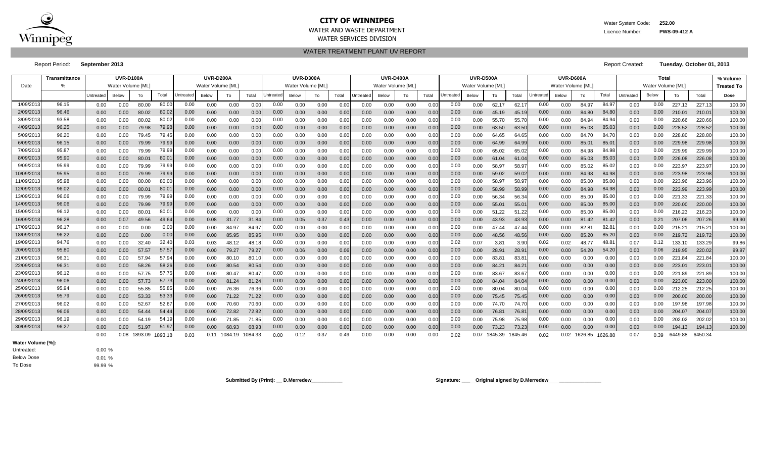# CITY OF WINNIPEG

WATER AND WASTE DEPARTMENT

WATER SERVICES DIVISION

Water System Code: **252.00**

Licence Number: **PWS-09-412 A**

## WATER TREATMENT PLANT UV REPORT

Report Period: **September 2013**

Report Created: **Tuesday, October 01, 2013**

| Date | Transmittance % | UVR-D100A Water Volume [ML] | | | | UVR-D200A Water Volume [ML] | | | | UVR-D300A Water Volume [ML] | | | | UVR-D400A Water Volume [ML] | | | | UVR-D500A Water Volume [ML] | | | | UVR-D600A Water Volume [ML] | | | | Total Water Volume [ML] | | | | % Volume Treated To |
|---|---|---|---|---|---|---|---|---|---|---|---|---|---|---|---|---|---|---|---|---|---|---|---|---|---|---|---|---|---|---|
| | | Untreated | Below | To | Total | Untreated | Below | To | Total | Untreated | Below | To | Total | Untreated | Below | To | Total | Untreated | Below | To | Total | Untreated | Below | To | Total | Untreated | Below | To | Total | Dose |
| 1/09/2013 | 96.15 | 0.00 | 0.00 | 80.00 | 80.00 | 0.00 | 0.00 | 0.00 | 0.00 | 0.00 | 0.00 | 0.00 | 0.00 | 0.00 | 0.00 | 0.00 | 0.00 | 0.00 | 0.00 | 62.17 | 62.17 | 0.00 | 0.00 | 84.97 | 84.97 | 0.00 | 0.00 | 227.13 | 227.13 | 100.00 |
| 2/09/2013 | 96.46 | 0.00 | 0.00 | 80.02 | 80.02 | 0.00 | 0.00 | 0.00 | 0.00 | 0.00 | 0.00 | 0.00 | 0.00 | 0.00 | 0.00 | 0.00 | 0.00 | 0.00 | 0.00 | 45.19 | 45.19 | 0.00 | 0.00 | 84.80 | 84.80 | 0.00 | 0.00 | 210.01 | 210.01 | 100.00 |
| 3/09/2013 | 93.58 | 0.00 | 0.00 | 80.02 | 80.02 | 0.00 | 0.00 | 0.00 | 0.00 | 0.00 | 0.00 | 0.00 | 0.00 | 0.00 | 0.00 | 0.00 | 0.00 | 0.00 | 0.00 | 55.70 | 55.70 | 0.00 | 0.00 | 84.94 | 84.94 | 0.00 | 0.00 | 220.66 | 220.66 | 100.00 |
| 4/09/2013 | 96.25 | 0.00 | 0.00 | 79.98 | 79.98 | 0.00 | 0.00 | 0.00 | 0.00 | 0.00 | 0.00 | 0.00 | 0.00 | 0.00 | 0.00 | 0.00 | 0.00 | 0.00 | 0.00 | 63.50 | 63.50 | 0.00 | 0.00 | 85.03 | 85.03 | 0.00 | 0.00 | 228.52 | 228.52 | 100.00 |
| 5/09/2013 | 96.20 | 0.00 | 0.00 | 79.45 | 79.45 | 0.00 | 0.00 | 0.00 | 0.00 | 0.00 | 0.00 | 0.00 | 0.00 | 0.00 | 0.00 | 0.00 | 0.00 | 0.00 | 0.00 | 64.65 | 64.65 | 0.00 | 0.00 | 84.70 | 84.70 | 0.00 | 0.00 | 228.80 | 228.80 | 100.00 |
| 6/09/2013 | 96.15 | 0.00 | 0.00 | 79.99 | 79.99 | 0.00 | 0.00 | 0.00 | 0.00 | 0.00 | 0.00 | 0.00 | 0.00 | 0.00 | 0.00 | 0.00 | 0.00 | 0.00 | 0.00 | 64.99 | 64.99 | 0.00 | 0.00 | 85.01 | 85.01 | 0.00 | 0.00 | 229.98 | 229.98 | 100.00 |
| 7/09/2013 | 95.87 | 0.00 | 0.00 | 79.99 | 79.99 | 0.00 | 0.00 | 0.00 | 0.00 | 0.00 | 0.00 | 0.00 | 0.00 | 0.00 | 0.00 | 0.00 | 0.00 | 0.00 | 0.00 | 65.02 | 65.02 | 0.00 | 0.00 | 84.98 | 84.98 | 0.00 | 0.00 | 229.99 | 229.99 | 100.00 |
| 8/09/2013 | 95.90 | 0.00 | 0.00 | 80.01 | 80.01 | 0.00 | 0.00 | 0.00 | 0.00 | 0.00 | 0.00 | 0.00 | 0.00 | 0.00 | 0.00 | 0.00 | 0.00 | 0.00 | 0.00 | 61.04 | 61.04 | 0.00 | 0.00 | 85.03 | 85.03 | 0.00 | 0.00 | 226.08 | 226.08 | 100.00 |
| 9/09/2013 | 95.99 | 0.00 | 0.00 | 79.99 | 79.99 | 0.00 | 0.00 | 0.00 | 0.00 | 0.00 | 0.00 | 0.00 | 0.00 | 0.00 | 0.00 | 0.00 | 0.00 | 0.00 | 0.00 | 58.97 | 58.97 | 0.00 | 0.00 | 85.02 | 85.02 | 0.00 | 0.00 | 223.97 | 223.97 | 100.00 |
| 10/09/2013 | 95.95 | 0.00 | 0.00 | 79.99 | 79.99 | 0.00 | 0.00 | 0.00 | 0.00 | 0.00 | 0.00 | 0.00 | 0.00 | 0.00 | 0.00 | 0.00 | 0.00 | 0.00 | 0.00 | 59.02 | 59.02 | 0.00 | 0.00 | 84.98 | 84.98 | 0.00 | 0.00 | 223.98 | 223.98 | 100.00 |
| 11/09/2013 | 95.98 | 0.00 | 0.00 | 80.00 | 80.00 | 0.00 | 0.00 | 0.00 | 0.00 | 0.00 | 0.00 | 0.00 | 0.00 | 0.00 | 0.00 | 0.00 | 0.00 | 0.00 | 0.00 | 58.97 | 58.97 | 0.00 | 0.00 | 85.00 | 85.00 | 0.00 | 0.00 | 223.96 | 223.96 | 100.00 |
| 12/09/2013 | 96.02 | 0.00 | 0.00 | 80.01 | 80.01 | 0.00 | 0.00 | 0.00 | 0.00 | 0.00 | 0.00 | 0.00 | 0.00 | 0.00 | 0.00 | 0.00 | 0.00 | 0.00 | 0.00 | 58.99 | 58.99 | 0.00 | 0.00 | 84.98 | 84.98 | 0.00 | 0.00 | 223.99 | 223.99 | 100.00 |
| 13/09/2013 | 96.06 | 0.00 | 0.00 | 79.99 | 79.99 | 0.00 | 0.00 | 0.00 | 0.00 | 0.00 | 0.00 | 0.00 | 0.00 | 0.00 | 0.00 | 0.00 | 0.00 | 0.00 | 0.00 | 56.34 | 56.34 | 0.00 | 0.00 | 85.00 | 85.00 | 0.00 | 0.00 | 221.33 | 221.33 | 100.00 |
| 14/09/2013 | 96.06 | 0.00 | 0.00 | 79.99 | 79.99 | 0.00 | 0.00 | 0.00 | 0.00 | 0.00 | 0.00 | 0.00 | 0.00 | 0.00 | 0.00 | 0.00 | 0.00 | 0.00 | 0.00 | 55.01 | 55.01 | 0.00 | 0.00 | 85.00 | 85.00 | 0.00 | 0.00 | 220.00 | 220.00 | 100.00 |
| 15/09/2013 | 96.12 | 0.00 | 0.00 | 80.01 | 80.01 | 0.00 | 0.00 | 0.00 | 0.00 | 0.00 | 0.00 | 0.00 | 0.00 | 0.00 | 0.00 | 0.00 | 0.00 | 0.00 | 0.00 | 51.22 | 51.22 | 0.00 | 0.00 | 85.00 | 85.00 | 0.00 | 0.00 | 216.23 | 216.23 | 100.00 |
| 16/09/2013 | 96.28 | 0.00 | 0.07 | 49.56 | 49.64 | 0.00 | 0.08 | 31.77 | 31.84 | 0.00 | 0.05 | 0.37 | 0.43 | 0.00 | 0.00 | 0.00 | 0.00 | 0.00 | 0.00 | 43.93 | 43.93 | 0.00 | 0.00 | 81.42 | 81.42 | 0.00 | 0.21 | 207.06 | 207.26 | 99.90 |
| 17/09/2013 | 96.17 | 0.00 | 0.00 | 0.00 | 0.00 | 0.00 | 0.00 | 84.97 | 84.97 | 0.00 | 0.00 | 0.00 | 0.00 | 0.00 | 0.00 | 0.00 | 0.00 | 0.00 | 0.00 | 47.44 | 47.44 | 0.00 | 0.00 | 82.81 | 82.81 | 0.00 | 0.00 | 215.21 | 215.21 | 100.00 |
| 18/09/2013 | 96.22 | 0.00 | 0.00 | 0.00 | 0.00 | 0.00 | 0.00 | 85.95 | 85.95 | 0.00 | 0.00 | 0.00 | 0.00 | 0.00 | 0.00 | 0.00 | 0.00 | 0.00 | 0.00 | 48.56 | 48.56 | 0.00 | 0.00 | 85.20 | 85.20 | 0.00 | 0.00 | 219.72 | 219.72 | 100.00 |
| 19/09/2013 | 94.76 | 0.00 | 0.00 | 32.40 | 32.40 | 0.03 | 0.03 | 48.12 | 48.18 | 0.00 | 0.00 | 0.00 | 0.00 | 0.00 | 0.00 | 0.00 | 0.00 | 0.02 | 0.07 | 3.81 | 3.90 | 0.02 | 0.02 | 48.77 | 48.81 | 0.07 | 0.12 | 133.10 | 133.29 | 99.86 |
| 20/09/2013 | 95.80 | 0.00 | 0.00 | 57.57 | 57.57 | 0.00 | 0.00 | 79.27 | 79.27 | 0.00 | 0.06 | 0.00 | 0.06 | 0.00 | 0.00 | 0.00 | 0.00 | 0.00 | 0.00 | 28.91 | 28.91 | 0.00 | 0.00 | 54.20 | 54.20 | 0.00 | 0.06 | 219.95 | 220.02 | 99.97 |
| 21/09/2013 | 96.31 | 0.00 | 0.00 | 57.94 | 57.94 | 0.00 | 0.00 | 80.10 | 80.10 | 0.00 | 0.00 | 0.00 | 0.00 | 0.00 | 0.00 | 0.00 | 0.00 | 0.00 | 0.00 | 83.81 | 83.81 | 0.00 | 0.00 | 0.00 | 0.00 | 0.00 | 0.00 | 221.84 | 221.84 | 100.00 |
| 22/09/2013 | 96.31 | 0.00 | 0.00 | 58.26 | 58.26 | 0.00 | 0.00 | 80.54 | 80.54 | 0.00 | 0.00 | 0.00 | 0.00 | 0.00 | 0.00 | 0.00 | 0.00 | 0.00 | 0.00 | 84.21 | 84.21 | 0.00 | 0.00 | 0.00 | 0.00 | 0.00 | 0.00 | 223.01 | 223.01 | 100.00 |
| 23/09/2013 | 96.12 | 0.00 | 0.00 | 57.75 | 57.75 | 0.00 | 0.00 | 80.47 | 80.47 | 0.00 | 0.00 | 0.00 | 0.00 | 0.00 | 0.00 | 0.00 | 0.00 | 0.00 | 0.00 | 83.67 | 83.67 | 0.00 | 0.00 | 0.00 | 0.00 | 0.00 | 0.00 | 221.89 | 221.89 | 100.00 |
| 24/09/2013 | 96.06 | 0.00 | 0.00 | 57.73 | 57.73 | 0.00 | 0.00 | 81.24 | 81.24 | 0.00 | 0.00 | 0.00 | 0.00 | 0.00 | 0.00 | 0.00 | 0.00 | 0.00 | 0.00 | 84.04 | 84.04 | 0.00 | 0.00 | 0.00 | 0.00 | 0.00 | 0.00 | 223.00 | 223.00 | 100.00 |
| 25/09/2013 | 95.94 | 0.00 | 0.00 | 55.85 | 55.85 | 0.00 | 0.00 | 76.36 | 76.36 | 0.00 | 0.00 | 0.00 | 0.00 | 0.00 | 0.00 | 0.00 | 0.00 | 0.00 | 0.00 | 80.04 | 80.04 | 0.00 | 0.00 | 0.00 | 0.00 | 0.00 | 0.00 | 212.25 | 212.25 | 100.00 |
| 26/09/2013 | 95.79 | 0.00 | 0.00 | 53.33 | 53.33 | 0.00 | 0.00 | 71.22 | 71.22 | 0.00 | 0.00 | 0.00 | 0.00 | 0.00 | 0.00 | 0.00 | 0.00 | 0.00 | 0.00 | 75.45 | 75.45 | 0.00 | 0.00 | 0.00 | 0.00 | 0.00 | 0.00 | 200.00 | 200.00 | 100.00 |
| 27/09/2013 | 96.02 | 0.00 | 0.00 | 52.67 | 52.67 | 0.00 | 0.00 | 70.60 | 70.60 | 0.00 | 0.00 | 0.00 | 0.00 | 0.00 | 0.00 | 0.00 | 0.00 | 0.00 | 0.00 | 74.70 | 74.70 | 0.00 | 0.00 | 0.00 | 0.00 | 0.00 | 0.00 | 197.98 | 197.98 | 100.00 |
| 28/09/2013 | 96.06 | 0.00 | 0.00 | 54.44 | 54.44 | 0.00 | 0.00 | 72.82 | 72.82 | 0.00 | 0.00 | 0.00 | 0.00 | 0.00 | 0.00 | 0.00 | 0.00 | 0.00 | 0.00 | 76.81 | 76.81 | 0.00 | 0.00 | 0.00 | 0.00 | 0.00 | 0.00 | 204.07 | 204.07 | 100.00 |
| 29/09/2013 | 96.19 | 0.00 | 0.00 | 54.19 | 54.19 | 0.00 | 0.00 | 71.85 | 71.85 | 0.00 | 0.00 | 0.00 | 0.00 | 0.00 | 0.00 | 0.00 | 0.00 | 0.00 | 0.00 | 75.98 | 75.98 | 0.00 | 0.00 | 0.00 | 0.00 | 0.00 | 0.00 | 202.02 | 202.02 | 100.00 |
| 30/09/2013 | 96.27 | 0.00 | 0.00 | 51.97 | 51.97 | 0.00 | 0.00 | 68.93 | 68.93 | 0.00 | 0.00 | 0.00 | 0.00 | 0.00 | 0.00 | 0.00 | 0.00 | 0.00 | 0.00 | 73.23 | 73.23 | 0.00 | 0.00 | 0.00 | 0.00 | 0.00 | 0.00 | 194.13 | 194.13 | 100.00 |
| | | 0.00 | 0.08 | 1893.09 | 1893.18 | 0.03 | 0.11 | 1084.19 | 1084.33 | 0.00 | 0.12 | 0.37 | 0.49 | 0.00 | 0.00 | 0.00 | 0.00 | 0.02 | 0.07 | 1845.39 | 1845.46 | 0.02 | 0.02 | 1626.85 | 1626.88 | 0.07 | 0.39 | 6449.88 | 6450.34 | |

**Water Volume [%]:**

Untreated: 0.00 %

Below Dose: 0.01 %

To Dose: 99.99 %

**Submitted By (Print):** __D.Merredew__________

**Signature:** ___Original signed by D.Merredew___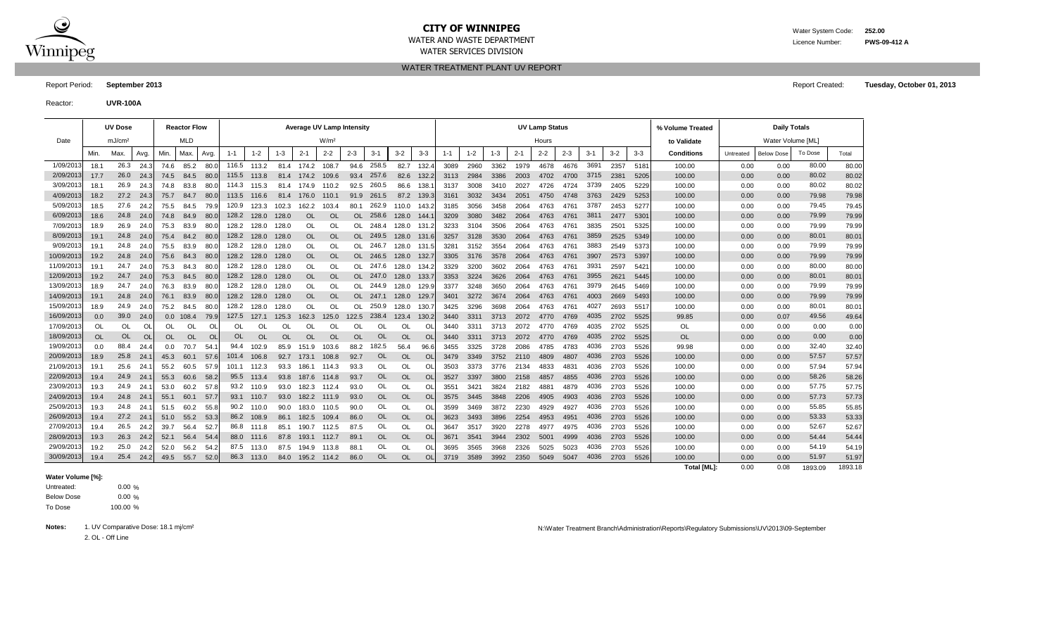# CITY OF WINNIPEG

WATER AND WASTE DEPARTMENT

WATER SERVICES DIVISION

Water System Code: **252.00**

Licence Number: **PWS-09-412 A**

## WATER TREATMENT PLANT UV REPORT

Report Period: **September 2013**

Report Created: **Tuesday, October 01, 2013**

Reactor: **UVR-100A**

| Date | UV Dose mJ/cm² | | | Reactor Flow MLD | | | Average UV Lamp Intensity W/m² | | | | | | | | | UV Lamp Status Hours | | | | | | | | | % Volume Treated to Validate | Daily Totals Water Volume [ML] | | | |
|---|---|---|---|---|---|---|---|---|---|---|---|---|---|---|---|---|---|---|---|---|---|---|---|---|---|---|---|---|---|
| | Min. | Max. | Avg. | Min. | Max. | Avg. | 1-1 | 1-2 | 1-3 | 2-1 | 2-2 | 2-3 | 3-1 | 3-2 | 3-3 | 1-1 | 1-2 | 1-3 | 2-1 | 2-2 | 2-3 | 3-1 | 3-2 | 3-3 | Conditions | Untreated | Below Dose | To Dose | Total |
| 1/09/2013 | 18.1 | 26.3 | 24.3 | 74.6 | 85.2 | 80.0 | 116.5 | 113.2 | 81.4 | 174.2 | 108.7 | 94.6 | 258.5 | 82.7 | 132.4 | 3089 | 2960 | 3362 | 1979 | 4678 | 4676 | 3691 | 2357 | 5181 | 100.00 | 0.00 | 0.00 | 80.00 | 80.00 |
| 2/09/2013 | 17.7 | 26.0 | 24.3 | 74.5 | 84.5 | 80.0 | 115.5 | 113.8 | 81.4 | 174.2 | 109.6 | 93.4 | 257.6 | 82.6 | 132.2 | 3113 | 2984 | 3386 | 2003 | 4702 | 4700 | 3715 | 2381 | 5205 | 100.00 | 0.00 | 0.00 | 80.02 | 80.02 |
| 3/09/2013 | 18.1 | 26.9 | 24.3 | 74.8 | 83.8 | 80.0 | 114.3 | 115.3 | 81.4 | 174.9 | 110.2 | 92.5 | 260.5 | 86.6 | 138.1 | 3137 | 3008 | 3410 | 2027 | 4726 | 4724 | 3739 | 2405 | 5229 | 100.00 | 0.00 | 0.00 | 80.02 | 80.02 |
| 4/09/2013 | 18.2 | 27.2 | 24.3 | 75.7 | 84.7 | 80.0 | 113.5 | 116.6 | 81.4 | 176.0 | 110.1 | 91.9 | 261.5 | 87.2 | 139.3 | 3161 | 3032 | 3434 | 2051 | 4750 | 4748 | 3763 | 2429 | 5253 | 100.00 | 0.00 | 0.00 | 79.98 | 79.98 |
| 5/09/2013 | 18.5 | 27.6 | 24.2 | 75.5 | 84.5 | 79.9 | 120.9 | 123.3 | 102.3 | 162.2 | 103.4 | 80.1 | 262.9 | 110.0 | 143.2 | 3185 | 3056 | 3458 | 2064 | 4763 | 4761 | 3787 | 2453 | 5277 | 100.00 | 0.00 | 0.00 | 79.45 | 79.45 |
| 6/09/2013 | 18.6 | 24.8 | 24.0 | 74.8 | 84.9 | 80.0 | 128.2 | 128.0 | 128.0 | OL | OL | OL | 258.6 | 128.0 | 144.1 | 3209 | 3080 | 3482 | 2064 | 4763 | 4761 | 3811 | 2477 | 5301 | 100.00 | 0.00 | 0.00 | 79.99 | 79.99 |
| 7/09/2013 | 18.9 | 26.9 | 24.0 | 75.3 | 83.9 | 80.0 | 128.2 | 128.0 | 128.0 | OL | OL | OL | 248.4 | 128.0 | 131.2 | 3233 | 3104 | 3506 | 2064 | 4763 | 4761 | 3835 | 2501 | 5325 | 100.00 | 0.00 | 0.00 | 79.99 | 79.99 |
| 8/09/2013 | 19.1 | 24.8 | 24.0 | 75.4 | 84.2 | 80.0 | 128.2 | 128.0 | 128.0 | OL | OL | OL | 249.5 | 128.0 | 131.6 | 3257 | 3128 | 3530 | 2064 | 4763 | 4761 | 3859 | 2525 | 5349 | 100.00 | 0.00 | 0.00 | 80.01 | 80.01 |
| 9/09/2013 | 19.1 | 24.8 | 24.0 | 75.5 | 83.9 | 80.0 | 128.2 | 128.0 | 128.0 | OL | OL | OL | 246.7 | 128.0 | 131.5 | 3281 | 3152 | 3554 | 2064 | 4763 | 4761 | 3883 | 2549 | 5373 | 100.00 | 0.00 | 0.00 | 79.99 | 79.99 |
| 10/09/2013 | 19.2 | 24.8 | 24.0 | 75.6 | 84.3 | 80.0 | 128.2 | 128.0 | 128.0 | OL | OL | OL | 246.5 | 128.0 | 132.7 | 3305 | 3176 | 3578 | 2064 | 4763 | 4761 | 3907 | 2573 | 5397 | 100.00 | 0.00 | 0.00 | 79.99 | 79.99 |
| 11/09/2013 | 19.1 | 24.7 | 24.0 | 75.3 | 84.3 | 80.0 | 128.2 | 128.0 | 128.0 | OL | OL | OL | 247.6 | 128.0 | 134.2 | 3329 | 3200 | 3602 | 2064 | 4763 | 4761 | 3931 | 2597 | 5421 | 100.00 | 0.00 | 0.00 | 80.00 | 80.00 |
| 12/09/2013 | 19.2 | 24.7 | 24.0 | 75.3 | 84.5 | 80.0 | 128.2 | 128.0 | 128.0 | OL | OL | OL | 247.0 | 128.0 | 133.7 | 3353 | 3224 | 3626 | 2064 | 4763 | 4761 | 3955 | 2621 | 5445 | 100.00 | 0.00 | 0.00 | 80.01 | 80.01 |
| 13/09/2013 | 18.9 | 24.7 | 24.0 | 76.3 | 83.9 | 80.0 | 128.2 | 128.0 | 128.0 | OL | OL | OL | 244.9 | 128.0 | 129.9 | 3377 | 3248 | 3650 | 2064 | 4763 | 4761 | 3979 | 2645 | 5469 | 100.00 | 0.00 | 0.00 | 79.99 | 79.99 |
| 14/09/2013 | 19.1 | 24.8 | 24.0 | 76.1 | 83.9 | 80.0 | 128.2 | 128.0 | 128.0 | OL | OL | OL | 247.1 | 128.0 | 129.7 | 3401 | 3272 | 3674 | 2064 | 4763 | 4761 | 4003 | 2669 | 5493 | 100.00 | 0.00 | 0.00 | 79.99 | 79.99 |
| 15/09/2013 | 18.9 | 24.9 | 24.0 | 75.2 | 84.5 | 80.0 | 128.2 | 128.0 | 128.0 | OL | OL | OL | 250.9 | 128.0 | 130.7 | 3425 | 3296 | 3698 | 2064 | 4763 | 4761 | 4027 | 2693 | 5517 | 100.00 | 0.00 | 0.00 | 80.01 | 80.01 |
| 16/09/2013 | 0.0 | 39.0 | 24.0 | 0.0 | 108.4 | 79.9 | 127.5 | 127.1 | 125.3 | 162.3 | 125.0 | 122.5 | 238.4 | 123.4 | 130.2 | 3440 | 3311 | 3713 | 2072 | 4770 | 4769 | 4035 | 2702 | 5525 | 99.85 | 0.00 | 0.07 | 49.56 | 49.64 |
| 17/09/2013 | OL | OL | OL | OL | OL | OL | OL | OL | OL | OL | OL | OL | OL | OL | OL | 3440 | 3311 | 3713 | 2072 | 4770 | 4769 | 4035 | 2702 | 5525 | OL | 0.00 | 0.00 | 0.00 | 0.00 |
| 18/09/2013 | OL | OL | OL | OL | OL | OL | OL | OL | OL | OL | OL | OL | OL | OL | OL | 3440 | 3311 | 3713 | 2072 | 4770 | 4769 | 4035 | 2702 | 5525 | OL | 0.00 | 0.00 | 0.00 | 0.00 |
| 19/09/2013 | 0.0 | 88.4 | 24.4 | 0.0 | 70.7 | 54.1 | 94.4 | 102.9 | 85.9 | 151.9 | 103.6 | 88.2 | 182.5 | 56.4 | 96.6 | 3455 | 3325 | 3728 | 2086 | 4785 | 4783 | 4036 | 2703 | 5526 | 99.98 | 0.00 | 0.00 | 32.40 | 32.40 |
| 20/09/2013 | 18.9 | 25.8 | 24.1 | 45.3 | 60.1 | 57.6 | 101.4 | 106.8 | 92.7 | 173.1 | 108.8 | 92.7 | OL | OL | OL | 3479 | 3349 | 3752 | 2110 | 4809 | 4807 | 4036 | 2703 | 5526 | 100.00 | 0.00 | 0.00 | 57.57 | 57.57 |
| 21/09/2013 | 19.1 | 25.6 | 24.1 | 55.2 | 60.5 | 57.9 | 101.1 | 112.3 | 93.3 | 186.1 | 114.3 | 93.3 | OL | OL | OL | 3503 | 3373 | 3776 | 2134 | 4833 | 4831 | 4036 | 2703 | 5526 | 100.00 | 0.00 | 0.00 | 57.94 | 57.94 |
| 22/09/2013 | 19.4 | 24.9 | 24.1 | 55.3 | 60.6 | 58.2 | 95.5 | 113.4 | 93.8 | 187.6 | 114.8 | 93.7 | OL | OL | OL | 3527 | 3397 | 3800 | 2158 | 4857 | 4855 | 4036 | 2703 | 5526 | 100.00 | 0.00 | 0.00 | 58.26 | 58.26 |
| 23/09/2013 | 19.3 | 24.9 | 24.1 | 53.0 | 60.2 | 57.8 | 93.2 | 110.9 | 93.0 | 182.3 | 112.4 | 93.0 | OL | OL | OL | 3551 | 3421 | 3824 | 2182 | 4881 | 4879 | 4036 | 2703 | 5526 | 100.00 | 0.00 | 0.00 | 57.75 | 57.75 |
| 24/09/2013 | 19.4 | 24.8 | 24.1 | 55.1 | 60.1 | 57.7 | 93.1 | 110.7 | 93.0 | 182.2 | 111.9 | 93.0 | OL | OL | OL | 3575 | 3445 | 3848 | 2206 | 4905 | 4903 | 4036 | 2703 | 5526 | 100.00 | 0.00 | 0.00 | 57.73 | 57.73 |
| 25/09/2013 | 19.3 | 24.8 | 24.1 | 51.5 | 60.2 | 55.8 | 90.2 | 110.0 | 90.0 | 183.0 | 110.5 | 90.0 | OL | OL | OL | 3599 | 3469 | 3872 | 2230 | 4929 | 4927 | 4036 | 2703 | 5526 | 100.00 | 0.00 | 0.00 | 55.85 | 55.85 |
| 26/09/2013 | 19.4 | 27.2 | 24.1 | 51.0 | 55.2 | 53.3 | 86.2 | 108.9 | 86.1 | 182.5 | 109.4 | 86.0 | OL | OL | OL | 3623 | 3493 | 3896 | 2254 | 4953 | 4951 | 4036 | 2703 | 5526 | 100.00 | 0.00 | 0.00 | 53.33 | 53.33 |
| 27/09/2013 | 19.4 | 26.5 | 24.2 | 39.7 | 56.4 | 52.7 | 86.8 | 111.8 | 85.1 | 190.7 | 112.5 | 87.5 | OL | OL | OL | 3647 | 3517 | 3920 | 2278 | 4977 | 4975 | 4036 | 2703 | 5526 | 100.00 | 0.00 | 0.00 | 52.67 | 52.67 |
| 28/09/2013 | 19.3 | 26.3 | 24.2 | 52.1 | 56.4 | 54.4 | 88.0 | 111.6 | 87.8 | 193.1 | 112.7 | 89.1 | OL | OL | OL | 3671 | 3541 | 3944 | 2302 | 5001 | 4999 | 4036 | 2703 | 5526 | 100.00 | 0.00 | 0.00 | 54.44 | 54.44 |
| 29/09/2013 | 19.2 | 25.0 | 24.2 | 52.0 | 56.2 | 54.2 | 87.5 | 113.0 | 87.5 | 194.9 | 113.8 | 88.1 | OL | OL | OL | 3695 | 3565 | 3968 | 2326 | 5025 | 5023 | 4036 | 2703 | 5526 | 100.00 | 0.00 | 0.00 | 54.19 | 54.19 |
| 30/09/2013 | 19.4 | 25.4 | 24.2 | 49.5 | 55.7 | 52.0 | 86.3 | 113.0 | 84.0 | 195.2 | 114.2 | 86.0 | OL | OL | OL | 3719 | 3589 | 3992 | 2350 | 5049 | 5047 | 4036 | 2703 | 5526 | 100.00 | 0.00 | 0.00 | 51.97 | 51.97 |
| | | | | | | | | | | | | | | | | | | | | | | | | | **Total [ML]:** | 0.00 | 0.08 | 1893.09 | 1893.18 |

**Water Volume [%]:**

| | |
|---|---|
| Untreated: | 0.00 % |
| Below Dose | 0.00 % |
| To Dose | 100.00 % |

**Notes:** 1. UV Comparative Dose: 18.1 mj/cm²
2. OL - Off Line

N:\Water Treatment Branch\Administration\Reports\Regulatory Submissions\UV\2013\09-September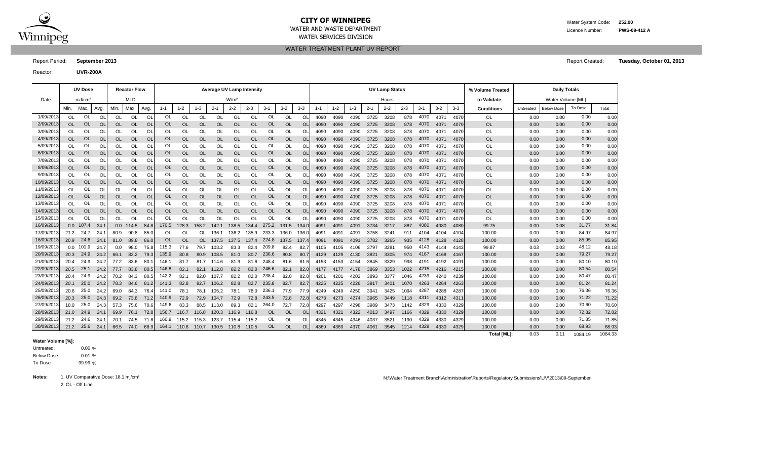# CITY OF WINNIPEG

WATER AND WASTE DEPARTMENT

WATER SERVICES DIVISION

Water System Code: **252.00**

Licence Number: **PWS-09-412 A**

## WATER TREATMENT PLANT UV REPORT

Report Period: **September 2013**

Report Created: **Tuesday, October 01, 2013**

Reactor: **UVR-200A**

| Date | UV Dose mJ/cm² | | | Reactor Flow MLD | | | Average UV Lamp Intensity W/m² | | | | | | | | | UV Lamp Status Hours | | | | | | | | | % Volume Treated to Validate | Daily Totals Water Volume [ML] | | | |
|---|---|---|---|---|---|---|---|---|---|---|---|---|---|---|---|---|---|---|---|---|---|---|---|---|---|---|---|---|---|
| | Min. | Max. | Avg. | Min. | Max. | Avg. | 1-1 | 1-2 | 1-3 | 2-1 | 2-2 | 2-3 | 3-1 | 3-2 | 3-3 | 1-1 | 1-2 | 1-3 | 2-1 | 2-2 | 2-3 | 3-1 | 3-2 | 3-3 | Conditions | Untreated | Below Dose | To Dose | Total |
| 1/09/2013 | OL | OL | OL | OL | OL | OL | OL | OL | OL | OL | OL | OL | OL | OL | OL | 4090 | 4090 | 4090 | 3725 | 3208 | 878 | 4070 | 4071 | 4070 | OL | 0.00 | 0.00 | 0.00 | 0.00 |
| 2/09/2013 | OL | OL | OL | OL | OL | OL | OL | OL | OL | OL | OL | OL | OL | OL | OL | 4090 | 4090 | 4090 | 3725 | 3208 | 878 | 4070 | 4071 | 4070 | OL | 0.00 | 0.00 | 0.00 | 0.00 |
| 3/09/2013 | OL | OL | OL | OL | OL | OL | OL | OL | OL | OL | OL | OL | OL | OL | OL | 4090 | 4090 | 4090 | 3725 | 3208 | 878 | 4070 | 4071 | 4070 | OL | 0.00 | 0.00 | 0.00 | 0.00 |
| 4/09/2013 | OL | OL | OL | OL | OL | OL | OL | OL | OL | OL | OL | OL | OL | OL | OL | 4090 | 4090 | 4090 | 3725 | 3208 | 878 | 4070 | 4071 | 4070 | OL | 0.00 | 0.00 | 0.00 | 0.00 |
| 5/09/2013 | OL | OL | OL | OL | OL | OL | OL | OL | OL | OL | OL | OL | OL | OL | OL | 4090 | 4090 | 4090 | 3725 | 3208 | 878 | 4070 | 4071 | 4070 | OL | 0.00 | 0.00 | 0.00 | 0.00 |
| 6/09/2013 | OL | OL | OL | OL | OL | OL | OL | OL | OL | OL | OL | OL | OL | OL | OL | 4090 | 4090 | 4090 | 3725 | 3208 | 878 | 4070 | 4071 | 4070 | OL | 0.00 | 0.00 | 0.00 | 0.00 |
| 7/09/2013 | OL | OL | OL | OL | OL | OL | OL | OL | OL | OL | OL | OL | OL | OL | OL | 4090 | 4090 | 4090 | 3725 | 3208 | 878 | 4070 | 4071 | 4070 | OL | 0.00 | 0.00 | 0.00 | 0.00 |
| 8/09/2013 | OL | OL | OL | OL | OL | OL | OL | OL | OL | OL | OL | OL | OL | OL | OL | 4090 | 4090 | 4090 | 3725 | 3208 | 878 | 4070 | 4071 | 4070 | OL | 0.00 | 0.00 | 0.00 | 0.00 |
| 9/09/2013 | OL | OL | OL | OL | OL | OL | OL | OL | OL | OL | OL | OL | OL | OL | OL | 4090 | 4090 | 4090 | 3725 | 3208 | 878 | 4070 | 4071 | 4070 | OL | 0.00 | 0.00 | 0.00 | 0.00 |
| 10/09/2013 | OL | OL | OL | OL | OL | OL | OL | OL | OL | OL | OL | OL | OL | OL | OL | 4090 | 4090 | 4090 | 3725 | 3208 | 878 | 4070 | 4071 | 4070 | OL | 0.00 | 0.00 | 0.00 | 0.00 |
| 11/09/2013 | OL | OL | OL | OL | OL | OL | OL | OL | OL | OL | OL | OL | OL | OL | OL | 4090 | 4090 | 4090 | 3725 | 3208 | 878 | 4070 | 4071 | 4070 | OL | 0.00 | 0.00 | 0.00 | 0.00 |
| 12/09/2013 | OL | OL | OL | OL | OL | OL | OL | OL | OL | OL | OL | OL | OL | OL | OL | 4090 | 4090 | 4090 | 3725 | 3208 | 878 | 4070 | 4071 | 4070 | OL | 0.00 | 0.00 | 0.00 | 0.00 |
| 13/09/2013 | OL | OL | OL | OL | OL | OL | OL | OL | OL | OL | OL | OL | OL | OL | OL | 4090 | 4090 | 4090 | 3725 | 3208 | 878 | 4070 | 4071 | 4070 | OL | 0.00 | 0.00 | 0.00 | 0.00 |
| 14/09/2013 | OL | OL | OL | OL | OL | OL | OL | OL | OL | OL | OL | OL | OL | OL | OL | 4090 | 4090 | 4090 | 3725 | 3208 | 878 | 4070 | 4071 | 4070 | OL | 0.00 | 0.00 | 0.00 | 0.00 |
| 15/09/2013 | OL | OL | OL | OL | OL | OL | OL | OL | OL | OL | OL | OL | OL | OL | OL | 4090 | 4090 | 4090 | 3725 | 3208 | 878 | 4070 | 4071 | 4070 | OL | 0.00 | 0.00 | 0.00 | 0.00 |
| 16/09/2013 | 0.0 | 107.4 | 24.1 | 0.0 | 114.5 | 84.8 | 170.5 | 128.3 | 158.2 | 142.1 | 138.5 | 134.4 | 275.2 | 131.5 | 134.0 | 4091 | 4091 | 4091 | 3734 | 3217 | 887 | 4080 | 4080 | 4080 | 99.75 | 0.00 | 0.08 | 31.77 | 31.84 |
| 17/09/2013 | 21.2 | 24.7 | 24.1 | 80.9 | 90.8 | 85.0 | OL | OL | OL | 136.1 | 136.2 | 135.9 | 233.3 | 136.0 | 136.0 | 4091 | 4091 | 4091 | 3758 | 3241 | 911 | 4104 | 4104 | 4104 | 100.00 | 0.00 | 0.00 | 84.97 | 84.97 |
| 18/09/2013 | 20.9 | 24.6 | 24.1 | 81.0 | 89.8 | 86.0 | OL | OL | OL | 137.5 | 137.5 | 137.4 | 224.8 | 137.5 | 137.4 | 4091 | 4091 | 4091 | 3782 | 3265 | 935 | 4128 | 4128 | 4128 | 100.00 | 0.00 | 0.00 | 85.95 | 85.95 |
| 19/09/2013 | 0.0 | 101.9 | 24.7 | 0.0 | 98.0 | 75.8 | 115.3 | 77.6 | 79.7 | 103.2 | 83.3 | 82.4 | 209.8 | 82.4 | 82.7 | 4105 | 4105 | 4106 | 3797 | 3281 | 950 | 4143 | 4144 | 4143 | 99.87 | 0.03 | 0.03 | 48.12 | 48.18 |
| 20/09/2013 | 20.3 | 24.9 | 24.2 | 66.1 | 82.2 | 79.3 | 135.9 | 80.8 | 80.9 | 108.5 | 81.0 | 80.7 | 236.6 | 80.8 | 80.7 | 4129 | 4129 | 4130 | 3821 | 3305 | 974 | 4167 | 4168 | 4167 | 100.00 | 0.00 | 0.00 | 79.27 | 79.27 |
| 21/09/2013 | 20.4 | 24.9 | 24.2 | 77.2 | 83.6 | 80.1 | 146.1 | 81.7 | 81.7 | 114.6 | 81.9 | 81.6 | 248.4 | 81.6 | 81.6 | 4153 | 4153 | 4154 | 3845 | 3329 | 998 | 4191 | 4192 | 4191 | 100.00 | 0.00 | 0.00 | 80.10 | 80.10 |
| 22/09/2013 | 20.5 | 25.1 | 24.2 | 77.7 | 83.8 | 80.5 | 146.8 | 82.1 | 82.1 | 112.8 | 82.2 | 82.0 | 246.6 | 82.1 | 82.0 | 4177 | 4177 | 4178 | 3869 | 3353 | 1022 | 4215 | 4216 | 4215 | 100.00 | 0.00 | 0.00 | 80.54 | 80.54 |
| 23/09/2013 | 20.4 | 24.9 | 24.2 | 70.2 | 84.3 | 80.5 | 142.2 | 82.1 | 82.0 | 107.7 | 82.2 | 82.0 | 238.4 | 82.0 | 82.0 | 4201 | 4201 | 4202 | 3893 | 3377 | 1046 | 4239 | 4240 | 4239 | 100.00 | 0.00 | 0.00 | 80.47 | 80.47 |
| 24/09/2013 | 20.1 | 25.0 | 24.2 | 78.3 | 84.6 | 81.2 | 141.3 | 82.8 | 82.7 | 106.2 | 82.8 | 82.7 | 235.8 | 82.7 | 82.7 | 4225 | 4225 | 4226 | 3917 | 3401 | 1070 | 4263 | 4264 | 4263 | 100.00 | 0.00 | 0.00 | 81.24 | 81.24 |
| 25/09/2013 | 20.6 | 25.0 | 24.2 | 69.0 | 84.3 | 76.4 | 141.0 | 78.1 | 78.1 | 105.2 | 78.1 | 78.0 | 236.1 | 77.9 | 77.9 | 4249 | 4249 | 4250 | 3941 | 3425 | 1094 | 4287 | 4288 | 4287 | 100.00 | 0.00 | 0.00 | 76.36 | 76.36 |
| 26/09/2013 | 20.3 | 25.0 | 24.3 | 69.2 | 73.8 | 71.2 | 140.9 | 72.9 | 72.9 | 104.7 | 72.9 | 72.8 | 243.5 | 72.8 | 72.8 | 4273 | 4273 | 4274 | 3965 | 3449 | 1118 | 4311 | 4312 | 4311 | 100.00 | 0.00 | 0.00 | 71.22 | 71.22 |
| 27/09/2013 | 18.0 | 25.0 | 24.3 | 57.3 | 75.6 | 70.6 | 149.6 | 83.3 | 88.5 | 113.0 | 89.3 | 82.1 | 264.0 | 72.7 | 72.8 | 4297 | 4297 | 4298 | 3989 | 3473 | 1142 | 4329 | 4330 | 4329 | 100.00 | 0.00 | 0.00 | 70.60 | 70.60 |
| 28/09/2013 | 21.0 | 24.9 | 24.1 | 69.9 | 76.1 | 72.8 | 156.7 | 116.7 | 116.8 | 120.3 | 116.9 | 116.8 | OL | OL | OL | 4321 | 4321 | 4322 | 4013 | 3497 | 1166 | 4329 | 4330 | 4329 | 100.00 | 0.00 | 0.00 | 72.82 | 72.82 |
| 29/09/2013 | 21.2 | 24.6 | 24.1 | 70.1 | 74.5 | 71.8 | 160.9 | 115.2 | 115.3 | 123.7 | 115.4 | 115.2 | OL | OL | OL | 4345 | 4345 | 4346 | 4037 | 3521 | 1190 | 4329 | 4330 | 4329 | 100.00 | 0.00 | 0.00 | 71.85 | 71.85 |
| 30/09/2013 | 21.2 | 25.6 | 24.1 | 66.5 | 74.0 | 68.9 | 164.1 | 110.6 | 110.7 | 130.5 | 110.8 | 110.5 | OL | OL | OL | 4369 | 4369 | 4370 | 4061 | 3545 | 1214 | 4329 | 4330 | 4329 | 100.00 | 0.00 | 0.00 | 68.93 | 68.93 |
| | | | | | | | | | | | | | | | | | | | | | | | | | Total [ML]: | 0.03 | 0.11 | 1084.19 | 1084.33 |

**Water Volume [%]:**

| | |
|---|---|
| Untreated: | 0.00 % |
| Below Dose | 0.01 % |
| To Dose | 99.99 % |

**Notes:** 1. UV Comparative Dose: 18.1 mj/cm²
2. OL - Off Line

N:\Water Treatment Branch\Administration\Reports\Regulatory Submissions\UV\2013\09-September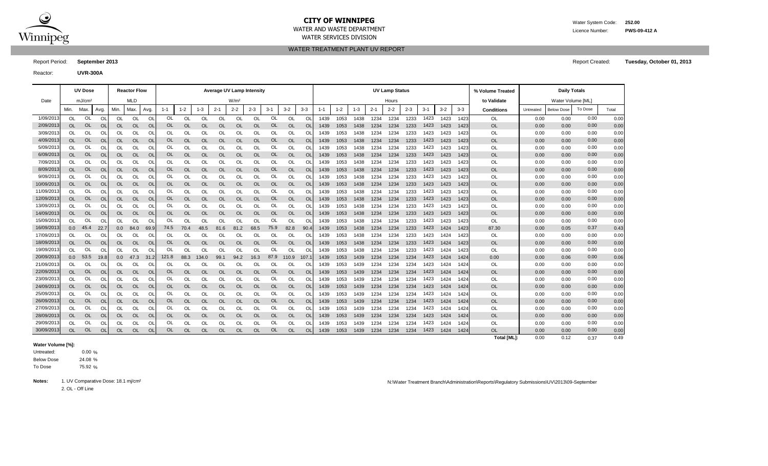# CITY OF WINNIPEG

WATER AND WASTE DEPARTMENT

WATER SERVICES DIVISION

Water System Code: **252.00**

Licence Number: **PWS-09-412 A**

## WATER TREATMENT PLANT UV REPORT

Report Period: **September 2013**

Report Created: **Tuesday, October 01, 2013**

Reactor: **UVR-300A**

| Date | UV Dose (mJ/cm²) | | | Reactor Flow (MLD) | | | Average UV Lamp Intensity (W/m²) | | | | | | | | | UV Lamp Status (Hours) | | | | | | | | | % Volume Treated to Validate | Daily Totals - Water Volume [ML] | | | |
|---|---|---|---|---|---|---|---|---|---|---|---|---|---|---|---|---|---|---|---|---|---|---|---|---|---|---|---|---|---|
| | Min. | Max. | Avg. | Min. | Max. | Avg. | 1-1 | 1-2 | 1-3 | 2-1 | 2-2 | 2-3 | 3-1 | 3-2 | 3-3 | 1-1 | 1-2 | 1-3 | 2-1 | 2-2 | 2-3 | 3-1 | 3-2 | 3-3 | Conditions | Untreated | Below Dose | To Dose | Total |
| 1/09/2013 | OL | OL | OL | OL | OL | OL | OL | OL | OL | OL | OL | OL | OL | OL | OL | 1439 | 1053 | 1438 | 1234 | 1234 | 1233 | 1423 | 1423 | 1423 | OL | 0.00 | 0.00 | 0.00 | 0.00 |
| 2/09/2013 | OL | OL | OL | OL | OL | OL | OL | OL | OL | OL | OL | OL | OL | OL | OL | 1439 | 1053 | 1438 | 1234 | 1234 | 1233 | 1423 | 1423 | 1423 | OL | 0.00 | 0.00 | 0.00 | 0.00 |
| 3/09/2013 | OL | OL | OL | OL | OL | OL | OL | OL | OL | OL | OL | OL | OL | OL | OL | 1439 | 1053 | 1438 | 1234 | 1234 | 1233 | 1423 | 1423 | 1423 | OL | 0.00 | 0.00 | 0.00 | 0.00 |
| 4/09/2013 | OL | OL | OL | OL | OL | OL | OL | OL | OL | OL | OL | OL | OL | OL | OL | 1439 | 1053 | 1438 | 1234 | 1234 | 1233 | 1423 | 1423 | 1423 | OL | 0.00 | 0.00 | 0.00 | 0.00 |
| 5/09/2013 | OL | OL | OL | OL | OL | OL | OL | OL | OL | OL | OL | OL | OL | OL | OL | 1439 | 1053 | 1438 | 1234 | 1234 | 1233 | 1423 | 1423 | 1423 | OL | 0.00 | 0.00 | 0.00 | 0.00 |
| 6/09/2013 | OL | OL | OL | OL | OL | OL | OL | OL | OL | OL | OL | OL | OL | OL | OL | 1439 | 1053 | 1438 | 1234 | 1234 | 1233 | 1423 | 1423 | 1423 | OL | 0.00 | 0.00 | 0.00 | 0.00 |
| 7/09/2013 | OL | OL | OL | OL | OL | OL | OL | OL | OL | OL | OL | OL | OL | OL | OL | 1439 | 1053 | 1438 | 1234 | 1234 | 1233 | 1423 | 1423 | 1423 | OL | 0.00 | 0.00 | 0.00 | 0.00 |
| 8/09/2013 | OL | OL | OL | OL | OL | OL | OL | OL | OL | OL | OL | OL | OL | OL | OL | 1439 | 1053 | 1438 | 1234 | 1234 | 1233 | 1423 | 1423 | 1423 | OL | 0.00 | 0.00 | 0.00 | 0.00 |
| 9/09/2013 | OL | OL | OL | OL | OL | OL | OL | OL | OL | OL | OL | OL | OL | OL | OL | 1439 | 1053 | 1438 | 1234 | 1234 | 1233 | 1423 | 1423 | 1423 | OL | 0.00 | 0.00 | 0.00 | 0.00 |
| 10/09/2013 | OL | OL | OL | OL | OL | OL | OL | OL | OL | OL | OL | OL | OL | OL | OL | 1439 | 1053 | 1438 | 1234 | 1234 | 1233 | 1423 | 1423 | 1423 | OL | 0.00 | 0.00 | 0.00 | 0.00 |
| 11/09/2013 | OL | OL | OL | OL | OL | OL | OL | OL | OL | OL | OL | OL | OL | OL | OL | 1439 | 1053 | 1438 | 1234 | 1234 | 1233 | 1423 | 1423 | 1423 | OL | 0.00 | 0.00 | 0.00 | 0.00 |
| 12/09/2013 | OL | OL | OL | OL | OL | OL | OL | OL | OL | OL | OL | OL | OL | OL | OL | 1439 | 1053 | 1438 | 1234 | 1234 | 1233 | 1423 | 1423 | 1423 | OL | 0.00 | 0.00 | 0.00 | 0.00 |
| 13/09/2013 | OL | OL | OL | OL | OL | OL | OL | OL | OL | OL | OL | OL | OL | OL | OL | 1439 | 1053 | 1438 | 1234 | 1234 | 1233 | 1423 | 1423 | 1423 | OL | 0.00 | 0.00 | 0.00 | 0.00 |
| 14/09/2013 | OL | OL | OL | OL | OL | OL | OL | OL | OL | OL | OL | OL | OL | OL | OL | 1439 | 1053 | 1438 | 1234 | 1234 | 1233 | 1423 | 1423 | 1423 | OL | 0.00 | 0.00 | 0.00 | 0.00 |
| 15/09/2013 | OL | OL | OL | OL | OL | OL | OL | OL | OL | OL | OL | OL | OL | OL | OL | 1439 | 1053 | 1438 | 1234 | 1234 | 1233 | 1423 | 1423 | 1423 | OL | 0.00 | 0.00 | 0.00 | 0.00 |
| 16/09/2013 | 0.0 | 45.4 | 22.7 | 0.0 | 84.0 | 69.9 | 74.5 | 70.4 | 48.5 | 81.6 | 81.2 | 68.5 | 75.9 | 82.8 | 90.4 | 1439 | 1053 | 1438 | 1234 | 1234 | 1233 | 1423 | 1424 | 1423 | 87.30 | 0.00 | 0.05 | 0.37 | 0.43 |
| 17/09/2013 | OL | OL | OL | OL | OL | OL | OL | OL | OL | OL | OL | OL | OL | OL | OL | 1439 | 1053 | 1438 | 1234 | 1234 | 1233 | 1423 | 1424 | 1423 | OL | 0.00 | 0.00 | 0.00 | 0.00 |
| 18/09/2013 | OL | OL | OL | OL | OL | OL | OL | OL | OL | OL | OL | OL | OL | OL | OL | 1439 | 1053 | 1438 | 1234 | 1234 | 1233 | 1423 | 1424 | 1423 | OL | 0.00 | 0.00 | 0.00 | 0.00 |
| 19/09/2013 | OL | OL | OL | OL | OL | OL | OL | OL | OL | OL | OL | OL | OL | OL | OL | 1439 | 1053 | 1438 | 1234 | 1234 | 1233 | 1423 | 1424 | 1423 | OL | 0.00 | 0.00 | 0.00 | 0.00 |
| 20/09/2013 | 0.0 | 53.5 | 19.8 | 0.0 | 47.3 | 31.2 | 121.8 | 88.3 | 134.0 | 99.1 | 94.2 | 16.3 | 87.9 | 110.9 | 107.1 | 1439 | 1053 | 1439 | 1234 | 1234 | 1234 | 1423 | 1424 | 1424 | 0.00 | 0.00 | 0.06 | 0.00 | 0.06 |
| 21/09/2013 | OL | OL | OL | OL | OL | OL | OL | OL | OL | OL | OL | OL | OL | OL | OL | 1439 | 1053 | 1439 | 1234 | 1234 | 1234 | 1423 | 1424 | 1424 | OL | 0.00 | 0.00 | 0.00 | 0.00 |
| 22/09/2013 | OL | OL | OL | OL | OL | OL | OL | OL | OL | OL | OL | OL | OL | OL | OL | 1439 | 1053 | 1439 | 1234 | 1234 | 1234 | 1423 | 1424 | 1424 | OL | 0.00 | 0.00 | 0.00 | 0.00 |
| 23/09/2013 | OL | OL | OL | OL | OL | OL | OL | OL | OL | OL | OL | OL | OL | OL | OL | 1439 | 1053 | 1439 | 1234 | 1234 | 1234 | 1423 | 1424 | 1424 | OL | 0.00 | 0.00 | 0.00 | 0.00 |
| 24/09/2013 | OL | OL | OL | OL | OL | OL | OL | OL | OL | OL | OL | OL | OL | OL | OL | 1439 | 1053 | 1439 | 1234 | 1234 | 1234 | 1423 | 1424 | 1424 | OL | 0.00 | 0.00 | 0.00 | 0.00 |
| 25/09/2013 | OL | OL | OL | OL | OL | OL | OL | OL | OL | OL | OL | OL | OL | OL | OL | 1439 | 1053 | 1439 | 1234 | 1234 | 1234 | 1423 | 1424 | 1424 | OL | 0.00 | 0.00 | 0.00 | 0.00 |
| 26/09/2013 | OL | OL | OL | OL | OL | OL | OL | OL | OL | OL | OL | OL | OL | OL | OL | 1439 | 1053 | 1439 | 1234 | 1234 | 1234 | 1423 | 1424 | 1424 | OL | 0.00 | 0.00 | 0.00 | 0.00 |
| 27/09/2013 | OL | OL | OL | OL | OL | OL | OL | OL | OL | OL | OL | OL | OL | OL | OL | 1439 | 1053 | 1439 | 1234 | 1234 | 1234 | 1423 | 1424 | 1424 | OL | 0.00 | 0.00 | 0.00 | 0.00 |
| 28/09/2013 | OL | OL | OL | OL | OL | OL | OL | OL | OL | OL | OL | OL | OL | OL | OL | 1439 | 1053 | 1439 | 1234 | 1234 | 1234 | 1423 | 1424 | 1424 | OL | 0.00 | 0.00 | 0.00 | 0.00 |
| 29/09/2013 | OL | OL | OL | OL | OL | OL | OL | OL | OL | OL | OL | OL | OL | OL | OL | 1439 | 1053 | 1439 | 1234 | 1234 | 1234 | 1423 | 1424 | 1424 | OL | 0.00 | 0.00 | 0.00 | 0.00 |
| 30/09/2013 | OL | OL | OL | OL | OL | OL | OL | OL | OL | OL | OL | OL | OL | OL | OL | 1439 | 1053 | 1439 | 1234 | 1234 | 1234 | 1423 | 1424 | 1424 | OL | 0.00 | 0.00 | 0.00 | 0.00 |
| | | | | | | | | | | | | | | | | | | | | | | | | | Total [ML]: | 0.00 | 0.12 | 0.37 | 0.49 |

**Water Volume [%]:**

Untreated: 0.00 %

Below Dose 24.08 %

To Dose 75.92 %

**Notes:** 1. UV Comparative Dose: 18.1 mj/cm²

2. OL - Off Line

N:\Water Treatment Branch\Administration\Reports\Regulatory Submissions\UV\2013\09-September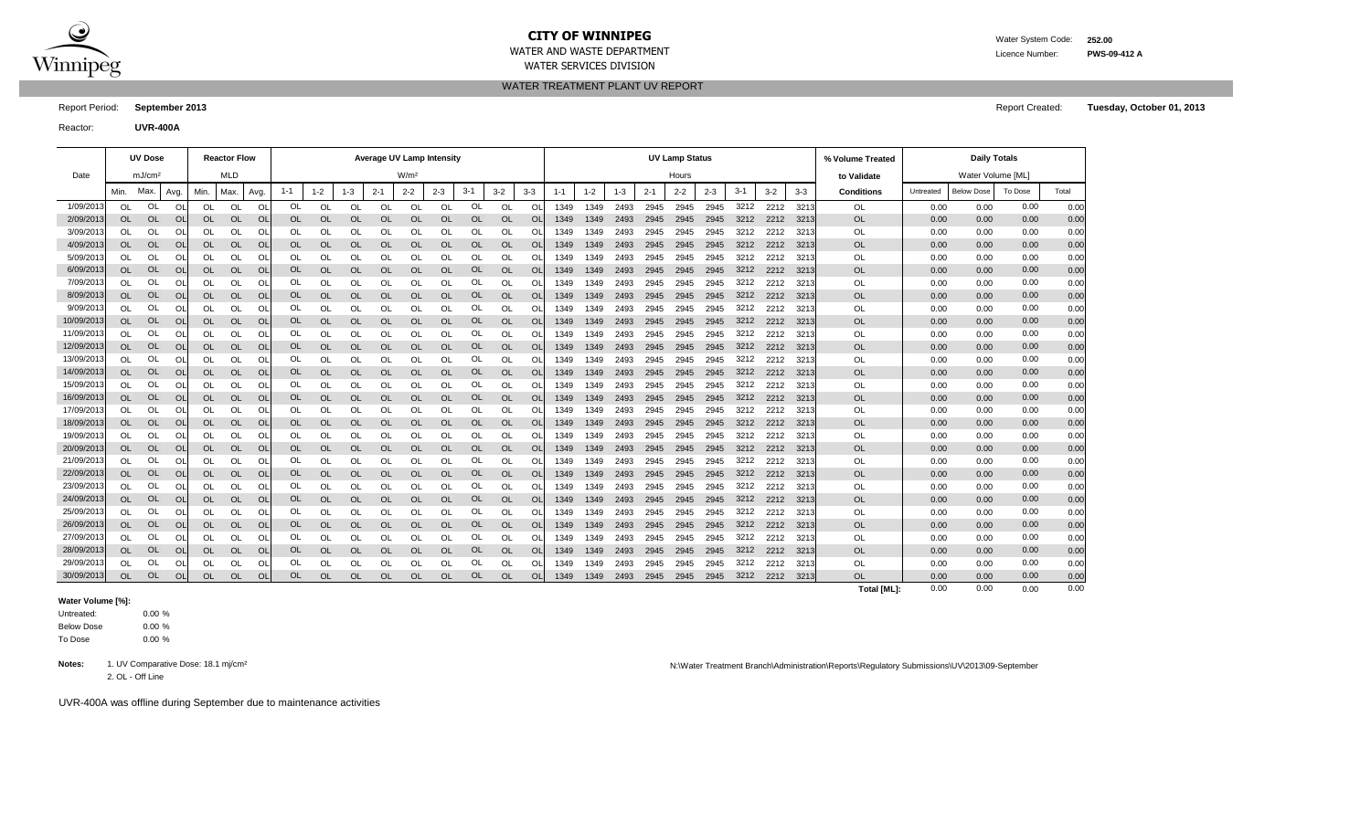# CITY OF WINNIPEG

WATER AND WASTE DEPARTMENT

WATER SERVICES DIVISION

Water System Code: **252.00**

Licence Number: **PWS-09-412 A**

## WATER TREATMENT PLANT UV REPORT

Report Period: **September 2013**

Report Created: **Tuesday, October 01, 2013**

Reactor: **UVR-400A**

| Date | UV Dose mJ/cm² | | | Reactor Flow MLD | | | Average UV Lamp Intensity W/m² | | | | | | | | | UV Lamp Status Hours | | | | | | | | | % Volume Treated to Validate | Daily Totals Water Volume [ML] | | | |
|---|---|---|---|---|---|---|---|---|---|---|---|---|---|---|---|---|---|---|---|---|---|---|---|---|---|---|---|---|---|
| | Min. | Max. | Avg. | Min. | Max. | Avg. | 1-1 | 1-2 | 1-3 | 2-1 | 2-2 | 2-3 | 3-1 | 3-2 | 3-3 | 1-1 | 1-2 | 1-3 | 2-1 | 2-2 | 2-3 | 3-1 | 3-2 | 3-3 | Conditions | Untreated | Below Dose | To Dose | Total |
| 1/09/2013 | OL | OL | OL | OL | OL | OL | OL | OL | OL | OL | OL | OL | OL | OL | OL | 1349 | 1349 | 2493 | 2945 | 2945 | 2945 | 3212 | 2212 | 3213 | OL | 0.00 | 0.00 | 0.00 | 0.00 |
| 2/09/2013 | OL | OL | OL | OL | OL | OL | OL | OL | OL | OL | OL | OL | OL | OL | OL | 1349 | 1349 | 2493 | 2945 | 2945 | 2945 | 3212 | 2212 | 3213 | OL | 0.00 | 0.00 | 0.00 | 0.00 |
| 3/09/2013 | OL | OL | OL | OL | OL | OL | OL | OL | OL | OL | OL | OL | OL | OL | OL | 1349 | 1349 | 2493 | 2945 | 2945 | 2945 | 3212 | 2212 | 3213 | OL | 0.00 | 0.00 | 0.00 | 0.00 |
| 4/09/2013 | OL | OL | OL | OL | OL | OL | OL | OL | OL | OL | OL | OL | OL | OL | OL | 1349 | 1349 | 2493 | 2945 | 2945 | 2945 | 3212 | 2212 | 3213 | OL | 0.00 | 0.00 | 0.00 | 0.00 |
| 5/09/2013 | OL | OL | OL | OL | OL | OL | OL | OL | OL | OL | OL | OL | OL | OL | OL | 1349 | 1349 | 2493 | 2945 | 2945 | 2945 | 3212 | 2212 | 3213 | OL | 0.00 | 0.00 | 0.00 | 0.00 |
| 6/09/2013 | OL | OL | OL | OL | OL | OL | OL | OL | OL | OL | OL | OL | OL | OL | OL | 1349 | 1349 | 2493 | 2945 | 2945 | 2945 | 3212 | 2212 | 3213 | OL | 0.00 | 0.00 | 0.00 | 0.00 |
| 7/09/2013 | OL | OL | OL | OL | OL | OL | OL | OL | OL | OL | OL | OL | OL | OL | OL | 1349 | 1349 | 2493 | 2945 | 2945 | 2945 | 3212 | 2212 | 3213 | OL | 0.00 | 0.00 | 0.00 | 0.00 |
| 8/09/2013 | OL | OL | OL | OL | OL | OL | OL | OL | OL | OL | OL | OL | OL | OL | OL | 1349 | 1349 | 2493 | 2945 | 2945 | 2945 | 3212 | 2212 | 3213 | OL | 0.00 | 0.00 | 0.00 | 0.00 |
| 9/09/2013 | OL | OL | OL | OL | OL | OL | OL | OL | OL | OL | OL | OL | OL | OL | OL | 1349 | 1349 | 2493 | 2945 | 2945 | 2945 | 3212 | 2212 | 3213 | OL | 0.00 | 0.00 | 0.00 | 0.00 |
| 10/09/2013 | OL | OL | OL | OL | OL | OL | OL | OL | OL | OL | OL | OL | OL | OL | OL | 1349 | 1349 | 2493 | 2945 | 2945 | 2945 | 3212 | 2212 | 3213 | OL | 0.00 | 0.00 | 0.00 | 0.00 |
| 11/09/2013 | OL | OL | OL | OL | OL | OL | OL | OL | OL | OL | OL | OL | OL | OL | OL | 1349 | 1349 | 2493 | 2945 | 2945 | 2945 | 3212 | 2212 | 3213 | OL | 0.00 | 0.00 | 0.00 | 0.00 |
| 12/09/2013 | OL | OL | OL | OL | OL | OL | OL | OL | OL | OL | OL | OL | OL | OL | OL | 1349 | 1349 | 2493 | 2945 | 2945 | 2945 | 3212 | 2212 | 3213 | OL | 0.00 | 0.00 | 0.00 | 0.00 |
| 13/09/2013 | OL | OL | OL | OL | OL | OL | OL | OL | OL | OL | OL | OL | OL | OL | OL | 1349 | 1349 | 2493 | 2945 | 2945 | 2945 | 3212 | 2212 | 3213 | OL | 0.00 | 0.00 | 0.00 | 0.00 |
| 14/09/2013 | OL | OL | OL | OL | OL | OL | OL | OL | OL | OL | OL | OL | OL | OL | OL | 1349 | 1349 | 2493 | 2945 | 2945 | 2945 | 3212 | 2212 | 3213 | OL | 0.00 | 0.00 | 0.00 | 0.00 |
| 15/09/2013 | OL | OL | OL | OL | OL | OL | OL | OL | OL | OL | OL | OL | OL | OL | OL | 1349 | 1349 | 2493 | 2945 | 2945 | 2945 | 3212 | 2212 | 3213 | OL | 0.00 | 0.00 | 0.00 | 0.00 |
| 16/09/2013 | OL | OL | OL | OL | OL | OL | OL | OL | OL | OL | OL | OL | OL | OL | OL | 1349 | 1349 | 2493 | 2945 | 2945 | 2945 | 3212 | 2212 | 3213 | OL | 0.00 | 0.00 | 0.00 | 0.00 |
| 17/09/2013 | OL | OL | OL | OL | OL | OL | OL | OL | OL | OL | OL | OL | OL | OL | OL | 1349 | 1349 | 2493 | 2945 | 2945 | 2945 | 3212 | 2212 | 3213 | OL | 0.00 | 0.00 | 0.00 | 0.00 |
| 18/09/2013 | OL | OL | OL | OL | OL | OL | OL | OL | OL | OL | OL | OL | OL | OL | OL | 1349 | 1349 | 2493 | 2945 | 2945 | 2945 | 3212 | 2212 | 3213 | OL | 0.00 | 0.00 | 0.00 | 0.00 |
| 19/09/2013 | OL | OL | OL | OL | OL | OL | OL | OL | OL | OL | OL | OL | OL | OL | OL | 1349 | 1349 | 2493 | 2945 | 2945 | 2945 | 3212 | 2212 | 3213 | OL | 0.00 | 0.00 | 0.00 | 0.00 |
| 20/09/2013 | OL | OL | OL | OL | OL | OL | OL | OL | OL | OL | OL | OL | OL | OL | OL | 1349 | 1349 | 2493 | 2945 | 2945 | 2945 | 3212 | 2212 | 3213 | OL | 0.00 | 0.00 | 0.00 | 0.00 |
| 21/09/2013 | OL | OL | OL | OL | OL | OL | OL | OL | OL | OL | OL | OL | OL | OL | OL | 1349 | 1349 | 2493 | 2945 | 2945 | 2945 | 3212 | 2212 | 3213 | OL | 0.00 | 0.00 | 0.00 | 0.00 |
| 22/09/2013 | OL | OL | OL | OL | OL | OL | OL | OL | OL | OL | OL | OL | OL | OL | OL | 1349 | 1349 | 2493 | 2945 | 2945 | 2945 | 3212 | 2212 | 3213 | OL | 0.00 | 0.00 | 0.00 | 0.00 |
| 23/09/2013 | OL | OL | OL | OL | OL | OL | OL | OL | OL | OL | OL | OL | OL | OL | OL | 1349 | 1349 | 2493 | 2945 | 2945 | 2945 | 3212 | 2212 | 3213 | OL | 0.00 | 0.00 | 0.00 | 0.00 |
| 24/09/2013 | OL | OL | OL | OL | OL | OL | OL | OL | OL | OL | OL | OL | OL | OL | OL | 1349 | 1349 | 2493 | 2945 | 2945 | 2945 | 3212 | 2212 | 3213 | OL | 0.00 | 0.00 | 0.00 | 0.00 |
| 25/09/2013 | OL | OL | OL | OL | OL | OL | OL | OL | OL | OL | OL | OL | OL | OL | OL | 1349 | 1349 | 2493 | 2945 | 2945 | 2945 | 3212 | 2212 | 3213 | OL | 0.00 | 0.00 | 0.00 | 0.00 |
| 26/09/2013 | OL | OL | OL | OL | OL | OL | OL | OL | OL | OL | OL | OL | OL | OL | OL | 1349 | 1349 | 2493 | 2945 | 2945 | 2945 | 3212 | 2212 | 3213 | OL | 0.00 | 0.00 | 0.00 | 0.00 |
| 27/09/2013 | OL | OL | OL | OL | OL | OL | OL | OL | OL | OL | OL | OL | OL | OL | OL | 1349 | 1349 | 2493 | 2945 | 2945 | 2945 | 3212 | 2212 | 3213 | OL | 0.00 | 0.00 | 0.00 | 0.00 |
| 28/09/2013 | OL | OL | OL | OL | OL | OL | OL | OL | OL | OL | OL | OL | OL | OL | OL | 1349 | 1349 | 2493 | 2945 | 2945 | 2945 | 3212 | 2212 | 3213 | OL | 0.00 | 0.00 | 0.00 | 0.00 |
| 29/09/2013 | OL | OL | OL | OL | OL | OL | OL | OL | OL | OL | OL | OL | OL | OL | OL | 1349 | 1349 | 2493 | 2945 | 2945 | 2945 | 3212 | 2212 | 3213 | OL | 0.00 | 0.00 | 0.00 | 0.00 |
| 30/09/2013 | OL | OL | OL | OL | OL | OL | OL | OL | OL | OL | OL | OL | OL | OL | OL | 1349 | 1349 | 2493 | 2945 | 2945 | 2945 | 3212 | 2212 | 3213 | OL | 0.00 | 0.00 | 0.00 | 0.00 |
| | | | | | | | | | | | | | | | | | | | | | | | | | **Total [ML]:** | 0.00 | 0.00 | 0.00 | 0.00 |

**Water Volume [%]:**

Untreated: 0.00 %

Below Dose 0.00 %

To Dose 0.00 %

**Notes:** 1. UV Comparative Dose: 18.1 mj/cm²
2. OL - Off Line

N:\Water Treatment Branch\Administration\Reports\Regulatory Submissions\UV\2013\09-September

UVR-400A was offline during September due to maintenance activities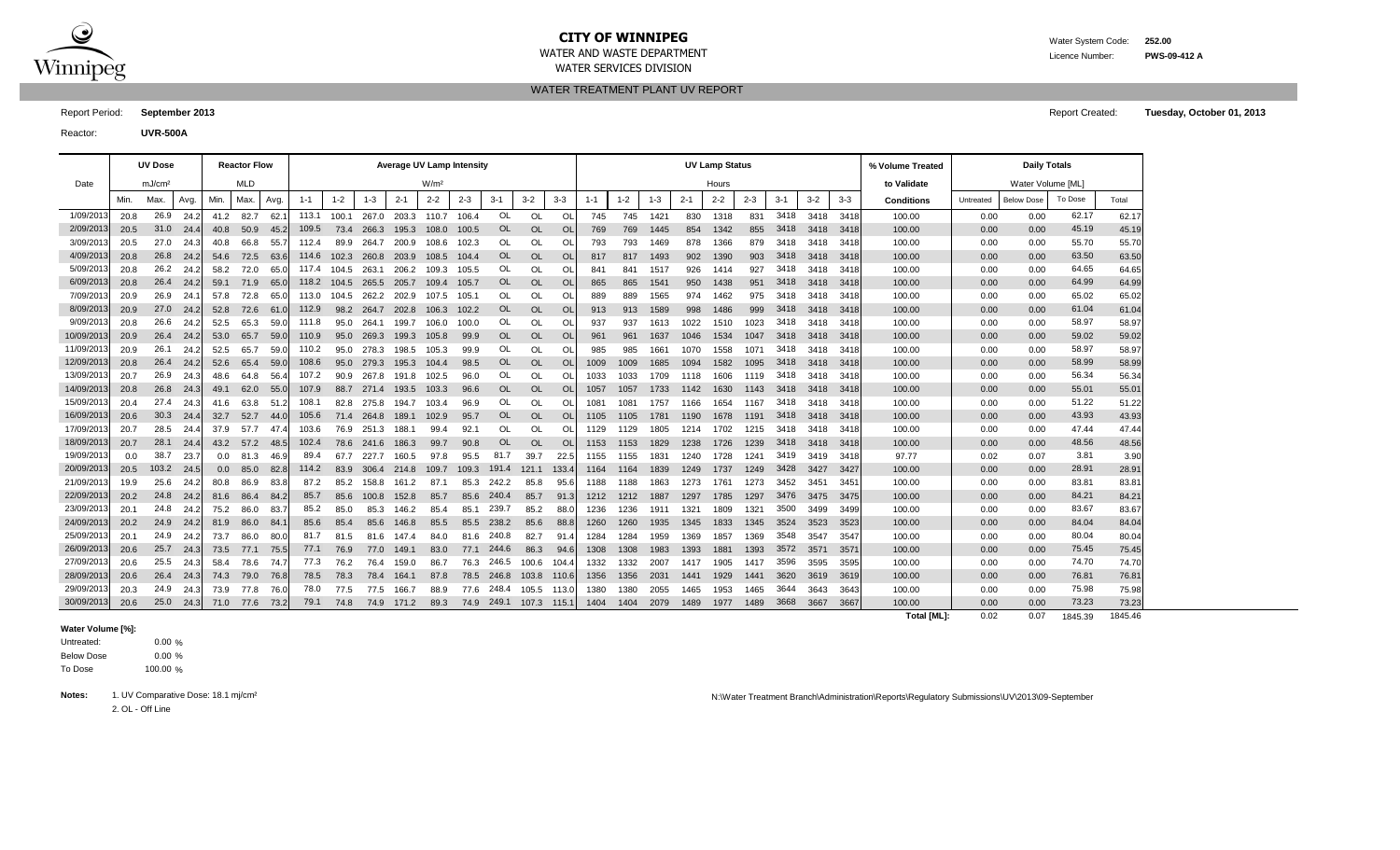# CITY OF WINNIPEG

WATER AND WASTE DEPARTMENT

WATER SERVICES DIVISION

Water System Code: **252.00**

Licence Number: **PWS-09-412 A**

## WATER TREATMENT PLANT UV REPORT

Report Period: **September 2013**

Report Created: **Tuesday, October 01, 2013**

Reactor: **UVR-500A**

| Date | UV Dose mJ/cm² | | | Reactor Flow MLD | | | Average UV Lamp Intensity W/m² | | | | | | | | | UV Lamp Status Hours | | | | | | | | | % Volume Treated to Validate | Daily Totals Water Volume [ML] | | | |
|---|---|---|---|---|---|---|---|---|---|---|---|---|---|---|---|---|---|---|---|---|---|---|---|---|---|---|---|---|---|
| | Min. | Max. | Avg. | Min. | Max. | Avg. | 1-1 | 1-2 | 1-3 | 2-1 | 2-2 | 2-3 | 3-1 | 3-2 | 3-3 | 1-1 | 1-2 | 1-3 | 2-1 | 2-2 | 2-3 | 3-1 | 3-2 | 3-3 | Conditions | Untreated | Below Dose | To Dose | Total |
| 1/09/2013 | 20.8 | 26.9 | 24.2 | 41.2 | 82.7 | 62.1 | 113.1 | 100.1 | 267.0 | 203.3 | 110.7 | 106.4 | OL | OL | OL | 745 | 745 | 1421 | 830 | 1318 | 831 | 3418 | 3418 | 3418 | 100.00 | 0.00 | 0.00 | 62.17 | 62.17 |
| 2/09/2013 | 20.5 | 31.0 | 24.4 | 40.8 | 50.9 | 45.2 | 109.5 | 73.4 | 266.3 | 195.3 | 108.0 | 100.5 | OL | OL | OL | 769 | 769 | 1445 | 854 | 1342 | 855 | 3418 | 3418 | 3418 | 100.00 | 0.00 | 0.00 | 45.19 | 45.19 |
| 3/09/2013 | 20.5 | 27.0 | 24.3 | 40.8 | 66.8 | 55.7 | 112.4 | 89.9 | 264.7 | 200.9 | 108.6 | 102.3 | OL | OL | OL | 793 | 793 | 1469 | 878 | 1366 | 879 | 3418 | 3418 | 3418 | 100.00 | 0.00 | 0.00 | 55.70 | 55.70 |
| 4/09/2013 | 20.8 | 26.8 | 24.2 | 54.6 | 72.5 | 63.6 | 114.6 | 102.3 | 260.8 | 203.9 | 108.5 | 104.4 | OL | OL | OL | 817 | 817 | 1493 | 902 | 1390 | 903 | 3418 | 3418 | 3418 | 100.00 | 0.00 | 0.00 | 63.50 | 63.50 |
| 5/09/2013 | 20.8 | 26.2 | 24.2 | 58.2 | 72.0 | 65.0 | 117.4 | 104.5 | 263.1 | 206.2 | 109.3 | 105.5 | OL | OL | OL | 841 | 841 | 1517 | 926 | 1414 | 927 | 3418 | 3418 | 3418 | 100.00 | 0.00 | 0.00 | 64.65 | 64.65 |
| 6/09/2013 | 20.8 | 26.4 | 24.2 | 59.1 | 71.9 | 65.0 | 118.2 | 104.5 | 265.5 | 205.7 | 109.4 | 105.7 | OL | OL | OL | 865 | 865 | 1541 | 950 | 1438 | 951 | 3418 | 3418 | 3418 | 100.00 | 0.00 | 0.00 | 64.99 | 64.99 |
| 7/09/2013 | 20.9 | 26.9 | 24.1 | 57.8 | 72.8 | 65.0 | 113.0 | 104.5 | 262.2 | 202.9 | 107.5 | 105.1 | OL | OL | OL | 889 | 889 | 1565 | 974 | 1462 | 975 | 3418 | 3418 | 3418 | 100.00 | 0.00 | 0.00 | 65.02 | 65.02 |
| 8/09/2013 | 20.9 | 27.0 | 24.2 | 52.8 | 72.6 | 61.0 | 112.9 | 98.2 | 264.7 | 202.8 | 106.3 | 102.2 | OL | OL | OL | 913 | 913 | 1589 | 998 | 1486 | 999 | 3418 | 3418 | 3418 | 100.00 | 0.00 | 0.00 | 61.04 | 61.04 |
| 9/09/2013 | 20.8 | 26.6 | 24.2 | 52.5 | 65.3 | 59.0 | 111.8 | 95.0 | 264.1 | 199.7 | 106.0 | 100.0 | OL | OL | OL | 937 | 937 | 1613 | 1022 | 1510 | 1023 | 3418 | 3418 | 3418 | 100.00 | 0.00 | 0.00 | 58.97 | 58.97 |
| 10/09/2013 | 20.9 | 26.4 | 24.2 | 53.0 | 65.7 | 59.0 | 110.9 | 95.0 | 269.3 | 199.3 | 105.8 | 99.9 | OL | OL | OL | 961 | 961 | 1637 | 1046 | 1534 | 1047 | 3418 | 3418 | 3418 | 100.00 | 0.00 | 0.00 | 59.02 | 59.02 |
| 11/09/2013 | 20.9 | 26.1 | 24.2 | 52.5 | 65.7 | 59.0 | 110.2 | 95.0 | 278.3 | 198.5 | 105.3 | 99.9 | OL | OL | OL | 985 | 985 | 1661 | 1070 | 1558 | 1071 | 3418 | 3418 | 3418 | 100.00 | 0.00 | 0.00 | 58.97 | 58.97 |
| 12/09/2013 | 20.8 | 26.4 | 24.2 | 52.6 | 65.4 | 59.0 | 108.6 | 95.0 | 279.3 | 195.3 | 104.4 | 98.5 | OL | OL | OL | 1009 | 1009 | 1685 | 1094 | 1582 | 1095 | 3418 | 3418 | 3418 | 100.00 | 0.00 | 0.00 | 58.99 | 58.99 |
| 13/09/2013 | 20.7 | 26.9 | 24.3 | 48.6 | 64.8 | 56.4 | 107.2 | 90.9 | 267.8 | 191.8 | 102.5 | 96.0 | OL | OL | OL | 1033 | 1033 | 1709 | 1118 | 1606 | 1119 | 3418 | 3418 | 3418 | 100.00 | 0.00 | 0.00 | 56.34 | 56.34 |
| 14/09/2013 | 20.8 | 26.8 | 24.3 | 49.1 | 62.0 | 55.0 | 107.9 | 88.7 | 271.4 | 193.5 | 103.3 | 96.6 | OL | OL | OL | 1057 | 1057 | 1733 | 1142 | 1630 | 1143 | 3418 | 3418 | 3418 | 100.00 | 0.00 | 0.00 | 55.01 | 55.01 |
| 15/09/2013 | 20.4 | 27.4 | 24.3 | 41.6 | 63.8 | 51.2 | 108.1 | 82.8 | 275.8 | 194.7 | 103.4 | 96.9 | OL | OL | OL | 1081 | 1081 | 1757 | 1166 | 1654 | 1167 | 3418 | 3418 | 3418 | 100.00 | 0.00 | 0.00 | 51.22 | 51.22 |
| 16/09/2013 | 20.6 | 30.3 | 24.4 | 32.7 | 52.7 | 44.0 | 105.6 | 71.4 | 264.8 | 189.1 | 102.9 | 95.7 | OL | OL | OL | 1105 | 1105 | 1781 | 1190 | 1678 | 1191 | 3418 | 3418 | 3418 | 100.00 | 0.00 | 0.00 | 43.93 | 43.93 |
| 17/09/2013 | 20.7 | 28.5 | 24.4 | 37.9 | 57.7 | 47.4 | 103.6 | 76.9 | 251.3 | 188.1 | 99.4 | 92.1 | OL | OL | OL | 1129 | 1129 | 1805 | 1214 | 1702 | 1215 | 3418 | 3418 | 3418 | 100.00 | 0.00 | 0.00 | 47.44 | 47.44 |
| 18/09/2013 | 20.7 | 28.1 | 24.4 | 43.2 | 57.2 | 48.5 | 102.4 | 78.6 | 241.6 | 186.3 | 99.7 | 90.8 | OL | OL | OL | 1153 | 1153 | 1829 | 1238 | 1726 | 1239 | 3418 | 3418 | 3418 | 100.00 | 0.00 | 0.00 | 48.56 | 48.56 |
| 19/09/2013 | 0.0 | 38.7 | 23.7 | 0.0 | 81.3 | 46.9 | 89.4 | 67.7 | 227.7 | 160.5 | 97.8 | 95.5 | 81.7 | 39.7 | 22.5 | 1155 | 1155 | 1831 | 1240 | 1728 | 1241 | 3419 | 3419 | 3419 | 97.77 | 0.02 | 0.07 | 3.81 | 3.90 |
| 20/09/2013 | 20.5 | 103.2 | 24.5 | 0.0 | 85.0 | 82.8 | 114.2 | 83.9 | 306.4 | 214.8 | 109.7 | 109.3 | 191.4 | 121.1 | 133.4 | 1164 | 1164 | 1839 | 1249 | 1737 | 1249 | 3428 | 3427 | 3427 | 100.00 | 0.00 | 0.00 | 28.91 | 28.91 |
| 21/09/2013 | 19.9 | 25.6 | 24.2 | 80.8 | 86.9 | 83.8 | 87.2 | 85.2 | 158.8 | 161.2 | 87.1 | 85.3 | 242.2 | 85.8 | 95.6 | 1188 | 1188 | 1863 | 1273 | 1761 | 1273 | 3452 | 3451 | 3451 | 100.00 | 0.00 | 0.00 | 83.81 | 83.81 |
| 22/09/2013 | 20.2 | 24.8 | 24.2 | 81.6 | 86.4 | 84.2 | 85.7 | 85.6 | 100.8 | 152.8 | 85.7 | 85.6 | 240.4 | 85.7 | 91.3 | 1212 | 1212 | 1887 | 1297 | 1785 | 1297 | 3476 | 3475 | 3475 | 100.00 | 0.00 | 0.00 | 84.21 | 84.21 |
| 23/09/2013 | 20.1 | 24.8 | 24.2 | 75.2 | 86.0 | 83.7 | 85.2 | 85.0 | 85.3 | 146.2 | 85.4 | 85.1 | 239.7 | 85.2 | 88.0 | 1236 | 1236 | 1911 | 1321 | 1809 | 1321 | 3500 | 3499 | 3499 | 100.00 | 0.00 | 0.00 | 83.67 | 83.67 |
| 24/09/2013 | 20.2 | 24.9 | 24.2 | 81.9 | 86.0 | 84.1 | 85.6 | 85.4 | 85.6 | 146.8 | 85.5 | 85.5 | 238.2 | 85.6 | 88.8 | 1260 | 1260 | 1935 | 1345 | 1833 | 1345 | 3524 | 3523 | 3523 | 100.00 | 0.00 | 0.00 | 84.04 | 84.04 |
| 25/09/2013 | 20.1 | 24.9 | 24.2 | 73.7 | 86.0 | 80.0 | 81.7 | 81.5 | 81.6 | 147.4 | 84.0 | 81.6 | 240.8 | 82.7 | 91.4 | 1284 | 1284 | 1959 | 1369 | 1857 | 1369 | 3548 | 3547 | 3547 | 100.00 | 0.00 | 0.00 | 80.04 | 80.04 |
| 26/09/2013 | 20.6 | 25.7 | 24.3 | 73.5 | 77.1 | 75.5 | 77.1 | 76.9 | 77.0 | 149.1 | 83.0 | 77.1 | 244.6 | 86.3 | 94.6 | 1308 | 1308 | 1983 | 1393 | 1881 | 1393 | 3572 | 3571 | 3571 | 100.00 | 0.00 | 0.00 | 75.45 | 75.45 |
| 27/09/2013 | 20.6 | 25.5 | 24.3 | 58.4 | 78.6 | 74.7 | 77.3 | 76.2 | 76.4 | 159.0 | 86.7 | 76.3 | 246.5 | 100.6 | 104.4 | 1332 | 1332 | 2007 | 1417 | 1905 | 1417 | 3596 | 3595 | 3595 | 100.00 | 0.00 | 0.00 | 74.70 | 74.70 |
| 28/09/2013 | 20.6 | 26.4 | 24.3 | 74.3 | 79.0 | 76.8 | 78.5 | 78.3 | 78.4 | 164.1 | 87.8 | 78.5 | 246.8 | 103.8 | 110.6 | 1356 | 1356 | 2031 | 1441 | 1929 | 1441 | 3620 | 3619 | 3619 | 100.00 | 0.00 | 0.00 | 76.81 | 76.81 |
| 29/09/2013 | 20.3 | 24.9 | 24.3 | 73.9 | 77.8 | 76.0 | 78.0 | 77.5 | 77.5 | 166.7 | 88.9 | 77.6 | 248.4 | 105.5 | 113.0 | 1380 | 1380 | 2055 | 1465 | 1953 | 1465 | 3644 | 3643 | 3643 | 100.00 | 0.00 | 0.00 | 75.98 | 75.98 |
| 30/09/2013 | 20.6 | 25.0 | 24.3 | 71.0 | 77.6 | 73.2 | 79.1 | 74.8 | 74.9 | 171.2 | 89.3 | 74.9 | 249.1 | 107.3 | 115.1 | 1404 | 1404 | 2079 | 1489 | 1977 | 1489 | 3668 | 3667 | 3667 | 100.00 | 0.00 | 0.00 | 73.23 | 73.23 |
| | | | | | | | | | | | | | | | | | | | | | | | | | **Total [ML]:** | 0.02 | 0.07 | 1845.39 | 1845.46 |

**Water Volume [%]:**

| | |
|---|---|
| Untreated: | 0.00 % |
| Below Dose | 0.00 % |
| To Dose | 100.00 % |

**Notes:** 1. UV Comparative Dose: 18.1 mj/cm²

2. OL - Off Line

N:\Water Treatment Branch\Administration\Reports\Regulatory Submissions\UV\2013\09-September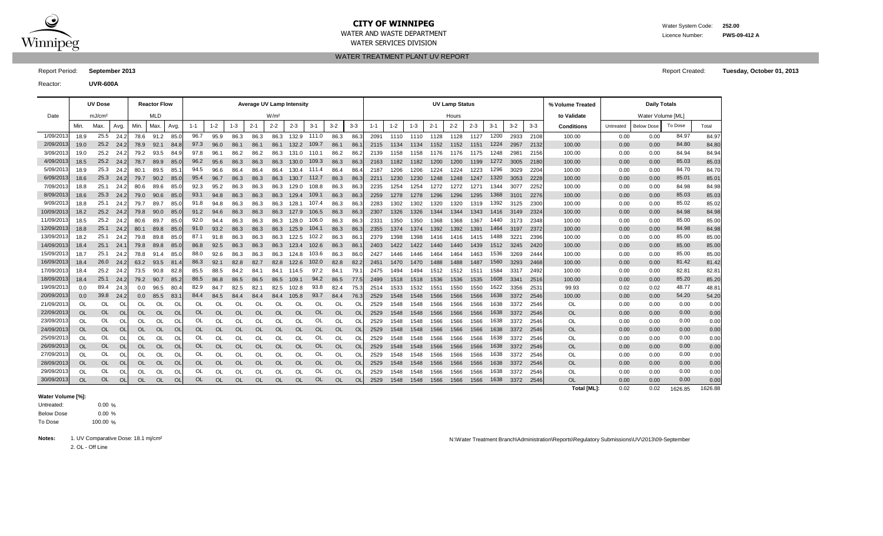# CITY OF WINNIPEG

WATER AND WASTE DEPARTMENT

WATER SERVICES DIVISION

Water System Code: **252.00**

Licence Number: **PWS-09-412 A**

## WATER TREATMENT PLANT UV REPORT

Report Period: **September 2013**

Report Created: **Tuesday, October 01, 2013**

Reactor: **UVR-600A**

| Date | UV Dose (mJ/cm²) | | | Reactor Flow (MLD) | | | Average UV Lamp Intensity (W/m²) | | | | | | | | | UV Lamp Status (Hours) | | | | | | | | | % Volume Treated to Validate Conditions | Daily Totals Water Volume [ML] | | | |
|---|---|---|---|---|---|---|---|---|---|---|---|---|---|---|---|---|---|---|---|---|---|---|---|---|---|---|---|---|---|
| | Min. | Max. | Avg. | Min. | Max. | Avg. | 1-1 | 1-2 | 1-3 | 2-1 | 2-2 | 2-3 | 3-1 | 3-2 | 3-3 | 1-1 | 1-2 | 1-3 | 2-1 | 2-2 | 2-3 | 3-1 | 3-2 | 3-3 | | Untreated | Below Dose | To Dose | Total |
| 1/09/2013 | 18.9 | 25.5 | 24.2 | 78.6 | 91.2 | 85.0 | 96.7 | 95.9 | 86.3 | 86.3 | 86.3 | 132.9 | 111.0 | 86.3 | 86.3 | 2091 | 1110 | 1110 | 1128 | 1128 | 1127 | 1200 | 2933 | 2108 | 100.00 | 0.00 | 0.00 | 84.97 | 84.97 |
| 2/09/2013 | 19.0 | 25.2 | 24.2 | 78.9 | 92.1 | 84.8 | 97.3 | 96.0 | 86.1 | 86.1 | 86.1 | 132.2 | 109.7 | 86.1 | 86.1 | 2115 | 1134 | 1134 | 1152 | 1152 | 1151 | 1224 | 2957 | 2132 | 100.00 | 0.00 | 0.00 | 84.80 | 84.80 |
| 3/09/2013 | 19.0 | 25.2 | 24.2 | 79.2 | 93.5 | 84.9 | 97.8 | 96.1 | 86.2 | 86.2 | 86.3 | 131.0 | 110.1 | 86.2 | 86.2 | 2139 | 1158 | 1158 | 1176 | 1176 | 1175 | 1248 | 2981 | 2156 | 100.00 | 0.00 | 0.00 | 84.94 | 84.94 |
| 4/09/2013 | 18.5 | 25.2 | 24.2 | 78.7 | 89.9 | 85.0 | 96.2 | 95.6 | 86.3 | 86.3 | 86.3 | 130.0 | 109.3 | 86.3 | 86.3 | 2163 | 1182 | 1182 | 1200 | 1200 | 1199 | 1272 | 3005 | 2180 | 100.00 | 0.00 | 0.00 | 85.03 | 85.03 |
| 5/09/2013 | 18.9 | 25.3 | 24.2 | 80.1 | 89.5 | 85.1 | 94.5 | 96.6 | 86.4 | 86.4 | 86.4 | 130.4 | 111.4 | 86.4 | 86.4 | 2187 | 1206 | 1206 | 1224 | 1224 | 1223 | 1296 | 3029 | 2204 | 100.00 | 0.00 | 0.00 | 84.70 | 84.70 |
| 6/09/2013 | 18.6 | 25.3 | 24.2 | 79.7 | 90.2 | 85.0 | 95.4 | 96.7 | 86.3 | 86.3 | 86.3 | 130.7 | 112.7 | 86.3 | 86.3 | 2211 | 1230 | 1230 | 1248 | 1248 | 1247 | 1320 | 3053 | 2228 | 100.00 | 0.00 | 0.00 | 85.01 | 85.01 |
| 7/09/2013 | 18.8 | 25.1 | 24.2 | 80.6 | 89.6 | 85.0 | 92.3 | 95.2 | 86.3 | 86.3 | 86.3 | 129.0 | 108.8 | 86.3 | 86.3 | 2235 | 1254 | 1254 | 1272 | 1272 | 1271 | 1344 | 3077 | 2252 | 100.00 | 0.00 | 0.00 | 84.98 | 84.98 |
| 8/09/2013 | 18.6 | 25.3 | 24.2 | 79.0 | 90.6 | 85.0 | 93.1 | 94.8 | 86.3 | 86.3 | 86.3 | 129.4 | 109.1 | 86.3 | 86.3 | 2259 | 1278 | 1278 | 1296 | 1296 | 1295 | 1368 | 3101 | 2276 | 100.00 | 0.00 | 0.00 | 85.03 | 85.03 |
| 9/09/2013 | 18.8 | 25.1 | 24.2 | 79.7 | 89.7 | 85.0 | 91.8 | 94.8 | 86.3 | 86.3 | 86.3 | 128.1 | 107.4 | 86.3 | 86.3 | 2283 | 1302 | 1302 | 1320 | 1320 | 1319 | 1392 | 3125 | 2300 | 100.00 | 0.00 | 0.00 | 85.02 | 85.02 |
| 10/09/2013 | 18.2 | 25.2 | 24.2 | 79.8 | 90.0 | 85.0 | 91.2 | 94.6 | 86.3 | 86.3 | 86.3 | 127.9 | 106.5 | 86.3 | 86.3 | 2307 | 1326 | 1326 | 1344 | 1344 | 1343 | 1416 | 3149 | 2324 | 100.00 | 0.00 | 0.00 | 84.98 | 84.98 |
| 11/09/2013 | 18.5 | 25.2 | 24.2 | 80.6 | 89.7 | 85.0 | 92.0 | 94.4 | 86.3 | 86.3 | 86.3 | 128.0 | 106.0 | 86.3 | 86.3 | 2331 | 1350 | 1350 | 1368 | 1368 | 1367 | 1440 | 3173 | 2348 | 100.00 | 0.00 | 0.00 | 85.00 | 85.00 |
| 12/09/2013 | 18.8 | 25.1 | 24.2 | 80.1 | 89.8 | 85.0 | 91.0 | 93.2 | 86.3 | 86.3 | 86.3 | 125.9 | 104.1 | 86.3 | 86.3 | 2355 | 1374 | 1374 | 1392 | 1392 | 1391 | 1464 | 3197 | 2372 | 100.00 | 0.00 | 0.00 | 84.98 | 84.98 |
| 13/09/2013 | 18.2 | 25.1 | 24.2 | 79.8 | 89.8 | 85.0 | 87.1 | 91.8 | 86.3 | 86.3 | 86.3 | 122.5 | 102.2 | 86.3 | 86.1 | 2379 | 1398 | 1398 | 1416 | 1416 | 1415 | 1488 | 3221 | 2396 | 100.00 | 0.00 | 0.00 | 85.00 | 85.00 |
| 14/09/2013 | 18.4 | 25.1 | 24.1 | 79.8 | 89.8 | 85.0 | 86.8 | 92.5 | 86.3 | 86.3 | 86.3 | 123.4 | 102.6 | 86.3 | 86.1 | 2403 | 1422 | 1422 | 1440 | 1440 | 1439 | 1512 | 3245 | 2420 | 100.00 | 0.00 | 0.00 | 85.00 | 85.00 |
| 15/09/2013 | 18.7 | 25.1 | 24.2 | 78.8 | 91.4 | 85.0 | 88.0 | 92.6 | 86.3 | 86.3 | 86.3 | 124.8 | 103.6 | 86.3 | 86.0 | 2427 | 1446 | 1446 | 1464 | 1464 | 1463 | 1536 | 3269 | 2444 | 100.00 | 0.00 | 0.00 | 85.00 | 85.00 |
| 16/09/2013 | 18.4 | 26.0 | 24.2 | 63.2 | 93.5 | 81.4 | 86.3 | 92.1 | 82.8 | 82.7 | 82.8 | 122.6 | 102.0 | 82.8 | 82.2 | 2451 | 1470 | 1470 | 1488 | 1488 | 1487 | 1560 | 3293 | 2468 | 100.00 | 0.00 | 0.00 | 81.42 | 81.42 |
| 17/09/2013 | 18.4 | 25.2 | 24.2 | 73.5 | 90.8 | 82.8 | 85.5 | 88.5 | 84.2 | 84.1 | 84.1 | 114.5 | 97.2 | 84.1 | 79.1 | 2475 | 1494 | 1494 | 1512 | 1512 | 1511 | 1584 | 3317 | 2492 | 100.00 | 0.00 | 0.00 | 82.81 | 82.81 |
| 18/09/2013 | 18.4 | 25.1 | 24.2 | 79.2 | 90.7 | 85.2 | 86.5 | 86.8 | 86.5 | 86.5 | 86.5 | 109.1 | 94.2 | 86.5 | 77.5 | 2499 | 1518 | 1518 | 1536 | 1536 | 1535 | 1608 | 3341 | 2516 | 100.00 | 0.00 | 0.00 | 85.20 | 85.20 |
| 19/09/2013 | 0.0 | 89.4 | 24.3 | 0.0 | 96.5 | 80.4 | 82.9 | 84.7 | 82.5 | 82.1 | 82.5 | 102.8 | 93.8 | 82.4 | 75.3 | 2514 | 1533 | 1532 | 1551 | 1550 | 1550 | 1622 | 3356 | 2531 | 99.93 | 0.02 | 0.02 | 48.77 | 48.81 |
| 20/09/2013 | 0.0 | 39.8 | 24.2 | 0.0 | 85.5 | 83.1 | 84.4 | 84.5 | 84.4 | 84.4 | 84.4 | 105.8 | 93.7 | 84.4 | 76.3 | 2529 | 1548 | 1548 | 1566 | 1566 | 1566 | 1638 | 3372 | 2546 | 100.00 | 0.00 | 0.00 | 54.20 | 54.20 |
| 21/09/2013 | OL | OL | OL | OL | OL | OL | OL | OL | OL | OL | OL | OL | OL | OL | OL | 2529 | 1548 | 1548 | 1566 | 1566 | 1566 | 1638 | 3372 | 2546 | OL | 0.00 | 0.00 | 0.00 | 0.00 |
| 22/09/2013 | OL | OL | OL | OL | OL | OL | OL | OL | OL | OL | OL | OL | OL | OL | OL | 2529 | 1548 | 1548 | 1566 | 1566 | 1566 | 1638 | 3372 | 2546 | OL | 0.00 | 0.00 | 0.00 | 0.00 |
| 23/09/2013 | OL | OL | OL | OL | OL | OL | OL | OL | OL | OL | OL | OL | OL | OL | OL | 2529 | 1548 | 1548 | 1566 | 1566 | 1566 | 1638 | 3372 | 2546 | OL | 0.00 | 0.00 | 0.00 | 0.00 |
| 24/09/2013 | OL | OL | OL | OL | OL | OL | OL | OL | OL | OL | OL | OL | OL | OL | OL | 2529 | 1548 | 1548 | 1566 | 1566 | 1566 | 1638 | 3372 | 2546 | OL | 0.00 | 0.00 | 0.00 | 0.00 |
| 25/09/2013 | OL | OL | OL | OL | OL | OL | OL | OL | OL | OL | OL | OL | OL | OL | OL | 2529 | 1548 | 1548 | 1566 | 1566 | 1566 | 1638 | 3372 | 2546 | OL | 0.00 | 0.00 | 0.00 | 0.00 |
| 26/09/2013 | OL | OL | OL | OL | OL | OL | OL | OL | OL | OL | OL | OL | OL | OL | OL | 2529 | 1548 | 1548 | 1566 | 1566 | 1566 | 1638 | 3372 | 2546 | OL | 0.00 | 0.00 | 0.00 | 0.00 |
| 27/09/2013 | OL | OL | OL | OL | OL | OL | OL | OL | OL | OL | OL | OL | OL | OL | OL | 2529 | 1548 | 1548 | 1566 | 1566 | 1566 | 1638 | 3372 | 2546 | OL | 0.00 | 0.00 | 0.00 | 0.00 |
| 28/09/2013 | OL | OL | OL | OL | OL | OL | OL | OL | OL | OL | OL | OL | OL | OL | OL | 2529 | 1548 | 1548 | 1566 | 1566 | 1566 | 1638 | 3372 | 2546 | OL | 0.00 | 0.00 | 0.00 | 0.00 |
| 29/09/2013 | OL | OL | OL | OL | OL | OL | OL | OL | OL | OL | OL | OL | OL | OL | OL | 2529 | 1548 | 1548 | 1566 | 1566 | 1566 | 1638 | 3372 | 2546 | OL | 0.00 | 0.00 | 0.00 | 0.00 |
| 30/09/2013 | OL | OL | OL | OL | OL | OL | OL | OL | OL | OL | OL | OL | OL | OL | OL | 2529 | 1548 | 1548 | 1566 | 1566 | 1566 | 1638 | 3372 | 2546 | OL | 0.00 | 0.00 | 0.00 | 0.00 |
| | | | | | | | | | | | | | | | | | | | | | | | | | Total [ML]: | 0.02 | 0.02 | 1626.85 | 1626.88 |

**Water Volume [%]:**

Untreated: 0.00 %

Below Dose 0.00 %

To Dose 100.00 %

**Notes:** 1. UV Comparative Dose: 18.1 mj/cm²

2. OL - Off Line

N:\Water Treatment Branch\Administration\Reports\Regulatory Submissions\UV\2013\09-September